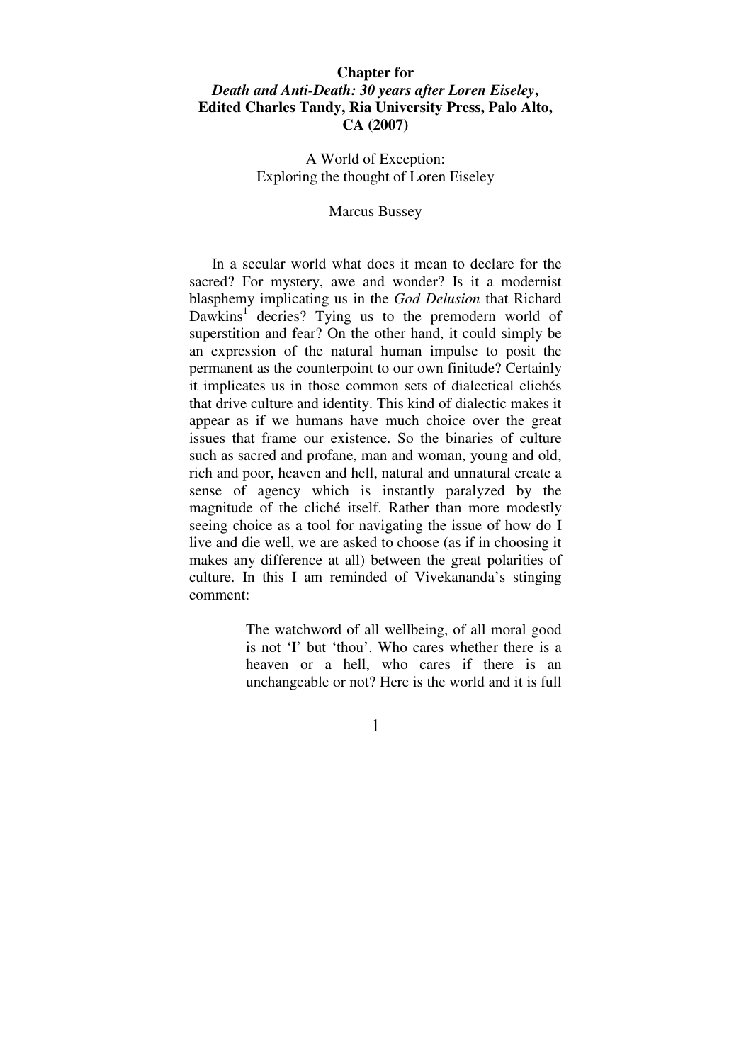**Chapter for**
***Death and Anti-Death: 30 years after Loren Eiseley*, Edited Charles Tandy, Ria University Press, Palo Alto, CA (2007)**

# A World of Exception: Exploring the thought of Loren Eiseley

Marcus Bussey

In a secular world what does it mean to declare for the sacred? For mystery, awe and wonder? Is it a modernist blasphemy implicating us in the *God Delusion* that Richard Dawkins[1] decries? Tying us to the premodern world of superstition and fear? On the other hand, it could simply be an expression of the natural human impulse to posit the permanent as the counterpoint to our own finitude? Certainly it implicates us in those common sets of dialectical clichés that drive culture and identity. This kind of dialectic makes it appear as if we humans have much choice over the great issues that frame our existence. So the binaries of culture such as sacred and profane, man and woman, young and old, rich and poor, heaven and hell, natural and unnatural create a sense of agency which is instantly paralyzed by the magnitude of the cliché itself. Rather than more modestly seeing choice as a tool for navigating the issue of how do I live and die well, we are asked to choose (as if in choosing it makes any difference at all) between the great polarities of culture. In this I am reminded of Vivekananda's stinging comment:

> The watchword of all wellbeing, of all moral good is not 'I' but 'thou'. Who cares whether there is a heaven or a hell, who cares if there is an unchangeable or not? Here is the world and it is full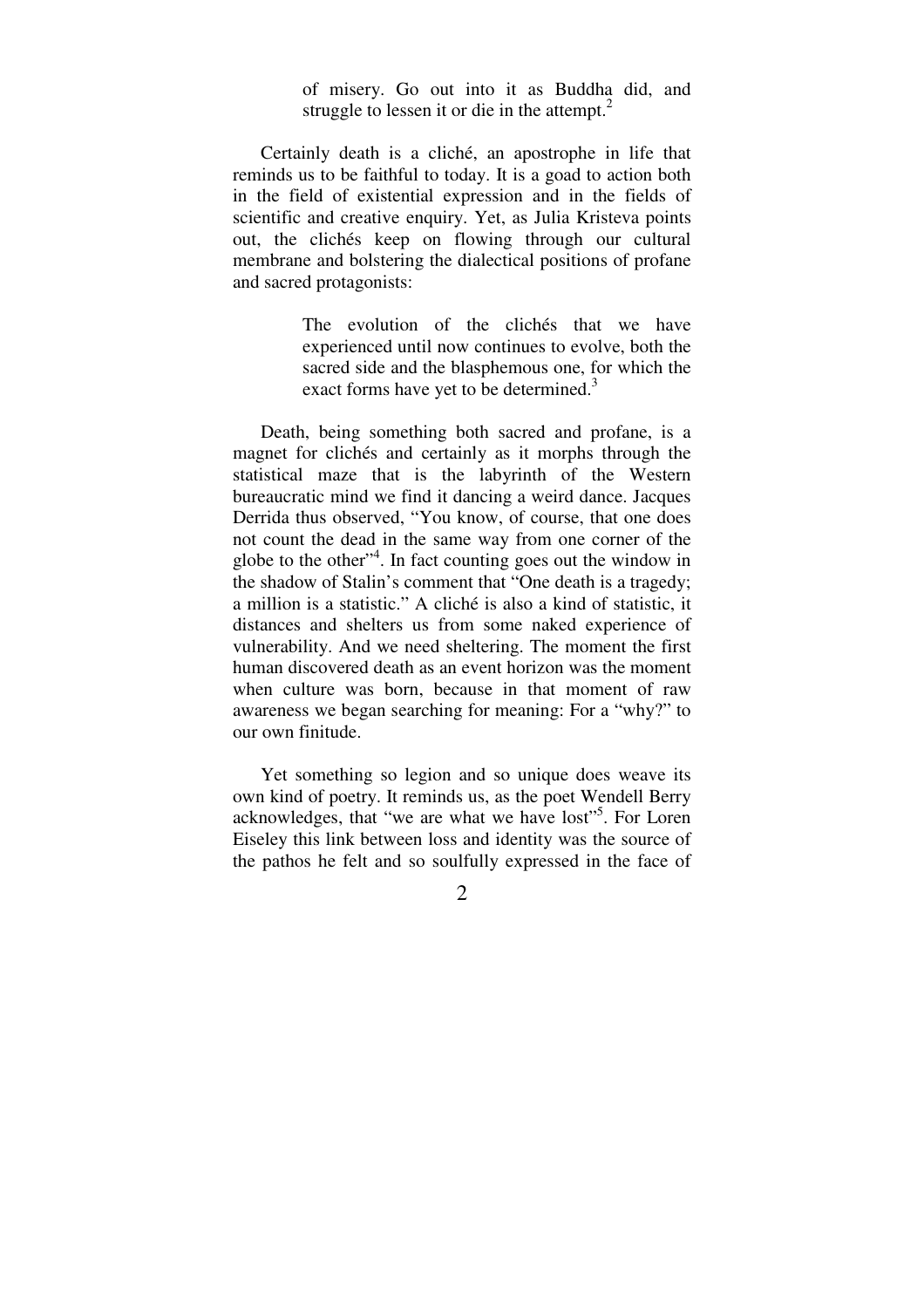> of misery. Go out into it as Buddha did, and struggle to lessen it or die in the attempt.[2]

Certainly death is a cliché, an apostrophe in life that reminds us to be faithful to today. It is a goad to action both in the field of existential expression and in the fields of scientific and creative enquiry. Yet, as Julia Kristeva points out, the clichés keep on flowing through our cultural membrane and bolstering the dialectical positions of profane and sacred protagonists:

> The evolution of the clichés that we have experienced until now continues to evolve, both the sacred side and the blasphemous one, for which the exact forms have yet to be determined.[3]

Death, being something both sacred and profane, is a magnet for clichés and certainly as it morphs through the statistical maze that is the labyrinth of the Western bureaucratic mind we find it dancing a weird dance. Jacques Derrida thus observed, "You know, of course, that one does not count the dead in the same way from one corner of the globe to the other"[4]. In fact counting goes out the window in the shadow of Stalin's comment that "One death is a tragedy; a million is a statistic." A cliché is also a kind of statistic, it distances and shelters us from some naked experience of vulnerability. And we need sheltering. The moment the first human discovered death as an event horizon was the moment when culture was born, because in that moment of raw awareness we began searching for meaning: For a "why?" to our own finitude.

Yet something so legion and so unique does weave its own kind of poetry. It reminds us, as the poet Wendell Berry acknowledges, that "we are what we have lost"[5]. For Loren Eiseley this link between loss and identity was the source of the pathos he felt and so soulfully expressed in the face of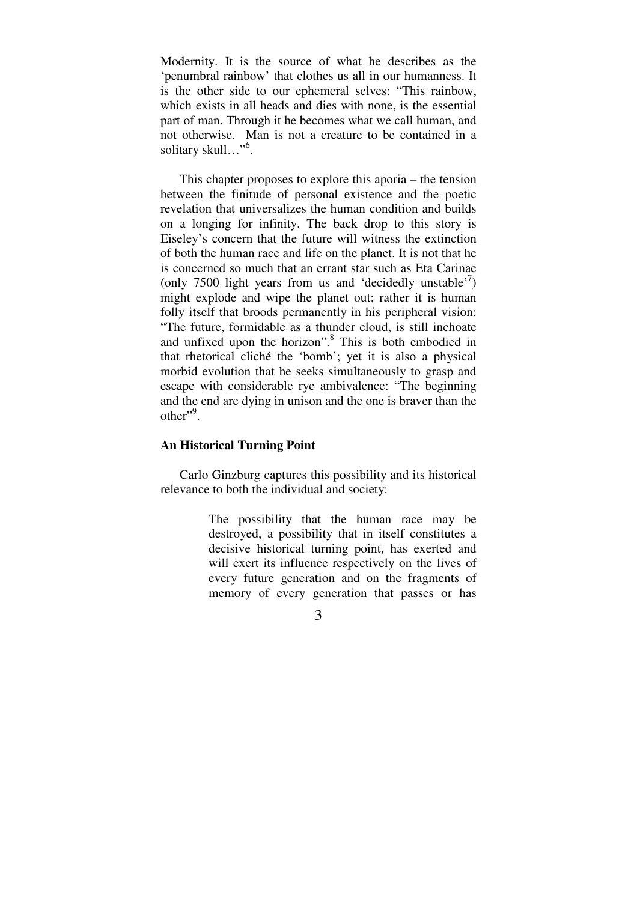Modernity. It is the source of what he describes as the 'penumbral rainbow' that clothes us all in our humanness. It is the other side to our ephemeral selves: "This rainbow, which exists in all heads and dies with none, is the essential part of man. Through it he becomes what we call human, and not otherwise. Man is not a creature to be contained in a solitary skull…"[6].

This chapter proposes to explore this aporia – the tension between the finitude of personal existence and the poetic revelation that universalizes the human condition and builds on a longing for infinity. The back drop to this story is Eiseley's concern that the future will witness the extinction of both the human race and life on the planet. It is not that he is concerned so much that an errant star such as Eta Carinae (only 7500 light years from us and 'decidedly unstable'[7]) might explode and wipe the planet out; rather it is human folly itself that broods permanently in his peripheral vision: "The future, formidable as a thunder cloud, is still inchoate and unfixed upon the horizon".[8] This is both embodied in that rhetorical cliché the 'bomb'; yet it is also a physical morbid evolution that he seeks simultaneously to grasp and escape with considerable rye ambivalence: "The beginning and the end are dying in unison and the one is braver than the other"[9].

### An Historical Turning Point

Carlo Ginzburg captures this possibility and its historical relevance to both the individual and society:

> The possibility that the human race may be destroyed, a possibility that in itself constitutes a decisive historical turning point, has exerted and will exert its influence respectively on the lives of every future generation and on the fragments of memory of every generation that passes or has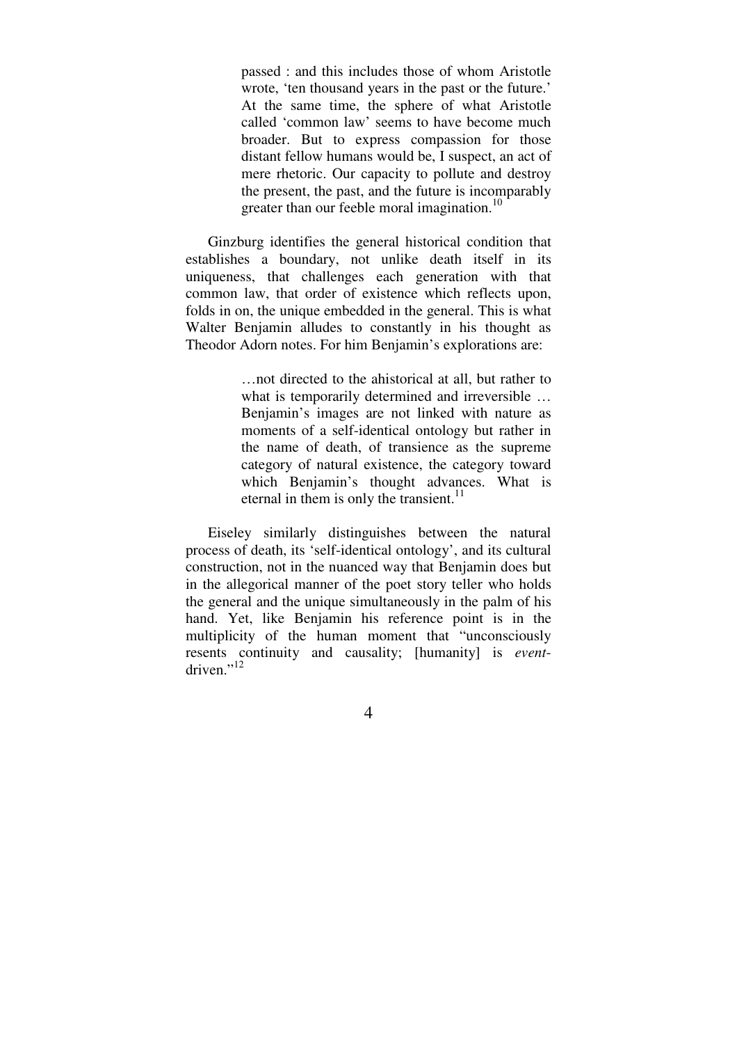> passed : and this includes those of whom Aristotle wrote, 'ten thousand years in the past or the future.' At the same time, the sphere of what Aristotle called 'common law' seems to have become much broader. But to express compassion for those distant fellow humans would be, I suspect, an act of mere rhetoric. Our capacity to pollute and destroy the present, the past, and the future is incomparably greater than our feeble moral imagination.[10]

Ginzburg identifies the general historical condition that establishes a boundary, not unlike death itself in its uniqueness, that challenges each generation with that common law, that order of existence which reflects upon, folds in on, the unique embedded in the general. This is what Walter Benjamin alludes to constantly in his thought as Theodor Adorn notes. For him Benjamin's explorations are:

> …not directed to the ahistorical at all, but rather to what is temporarily determined and irreversible … Benjamin's images are not linked with nature as moments of a self-identical ontology but rather in the name of death, of transience as the supreme category of natural existence, the category toward which Benjamin's thought advances. What is eternal in them is only the transient.[11]

Eiseley similarly distinguishes between the natural process of death, its 'self-identical ontology', and its cultural construction, not in the nuanced way that Benjamin does but in the allegorical manner of the poet story teller who holds the general and the unique simultaneously in the palm of his hand. Yet, like Benjamin his reference point is in the multiplicity of the human moment that "unconsciously resents continuity and causality; [humanity] is *event*-driven."[12]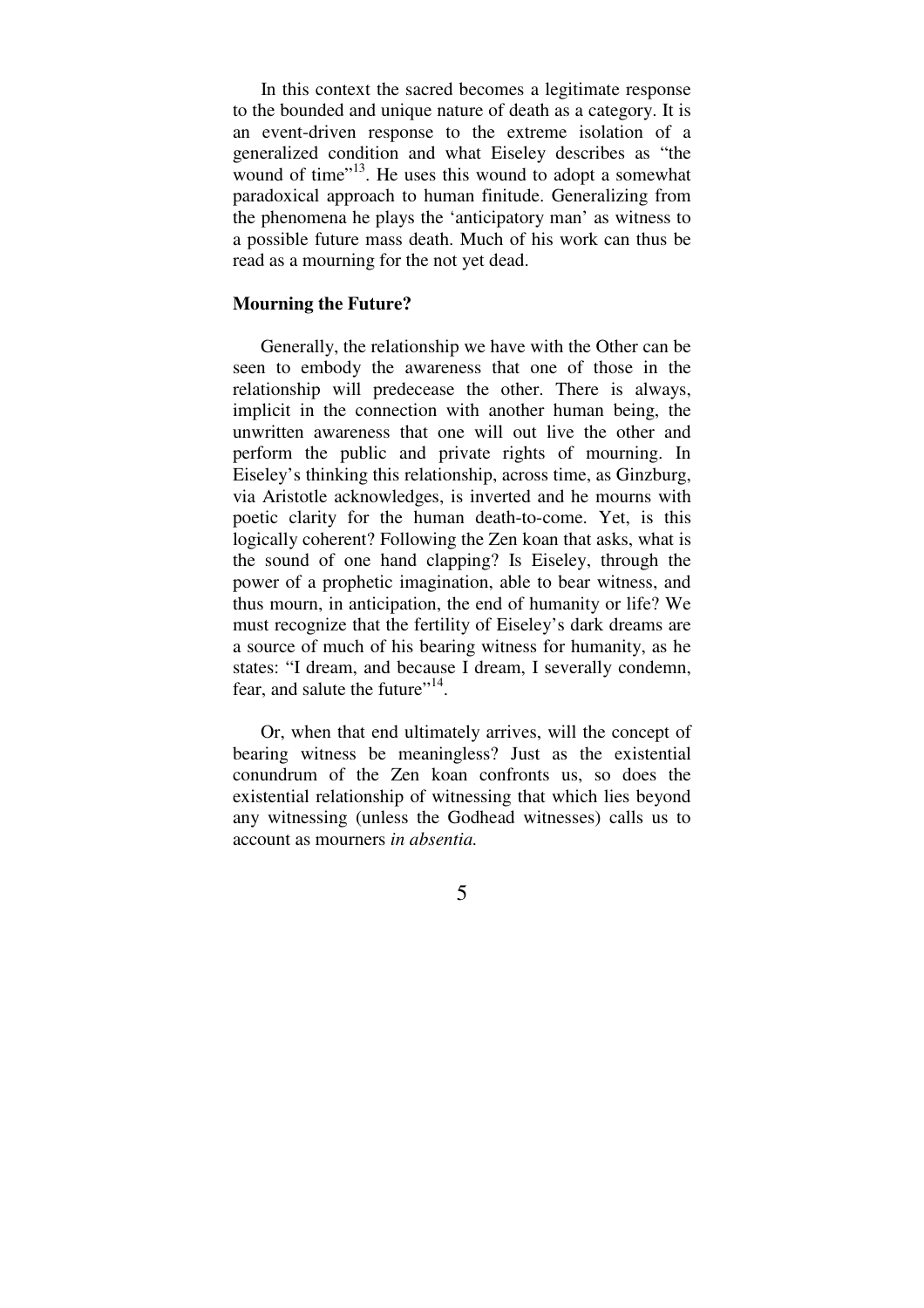In this context the sacred becomes a legitimate response to the bounded and unique nature of death as a category. It is an event-driven response to the extreme isolation of a generalized condition and what Eiseley describes as "the wound of time"[13]. He uses this wound to adopt a somewhat paradoxical approach to human finitude. Generalizing from the phenomena he plays the 'anticipatory man' as witness to a possible future mass death. Much of his work can thus be read as a mourning for the not yet dead.

## Mourning the Future?

Generally, the relationship we have with the Other can be seen to embody the awareness that one of those in the relationship will predecease the other. There is always, implicit in the connection with another human being, the unwritten awareness that one will out live the other and perform the public and private rights of mourning. In Eiseley's thinking this relationship, across time, as Ginzburg, via Aristotle acknowledges, is inverted and he mourns with poetic clarity for the human death-to-come. Yet, is this logically coherent? Following the Zen koan that asks, what is the sound of one hand clapping? Is Eiseley, through the power of a prophetic imagination, able to bear witness, and thus mourn, in anticipation, the end of humanity or life? We must recognize that the fertility of Eiseley's dark dreams are a source of much of his bearing witness for humanity, as he states: "I dream, and because I dream, I severally condemn, fear, and salute the future"[14].

Or, when that end ultimately arrives, will the concept of bearing witness be meaningless? Just as the existential conundrum of the Zen koan confronts us, so does the existential relationship of witnessing that which lies beyond any witnessing (unless the Godhead witnesses) calls us to account as mourners *in absentia.*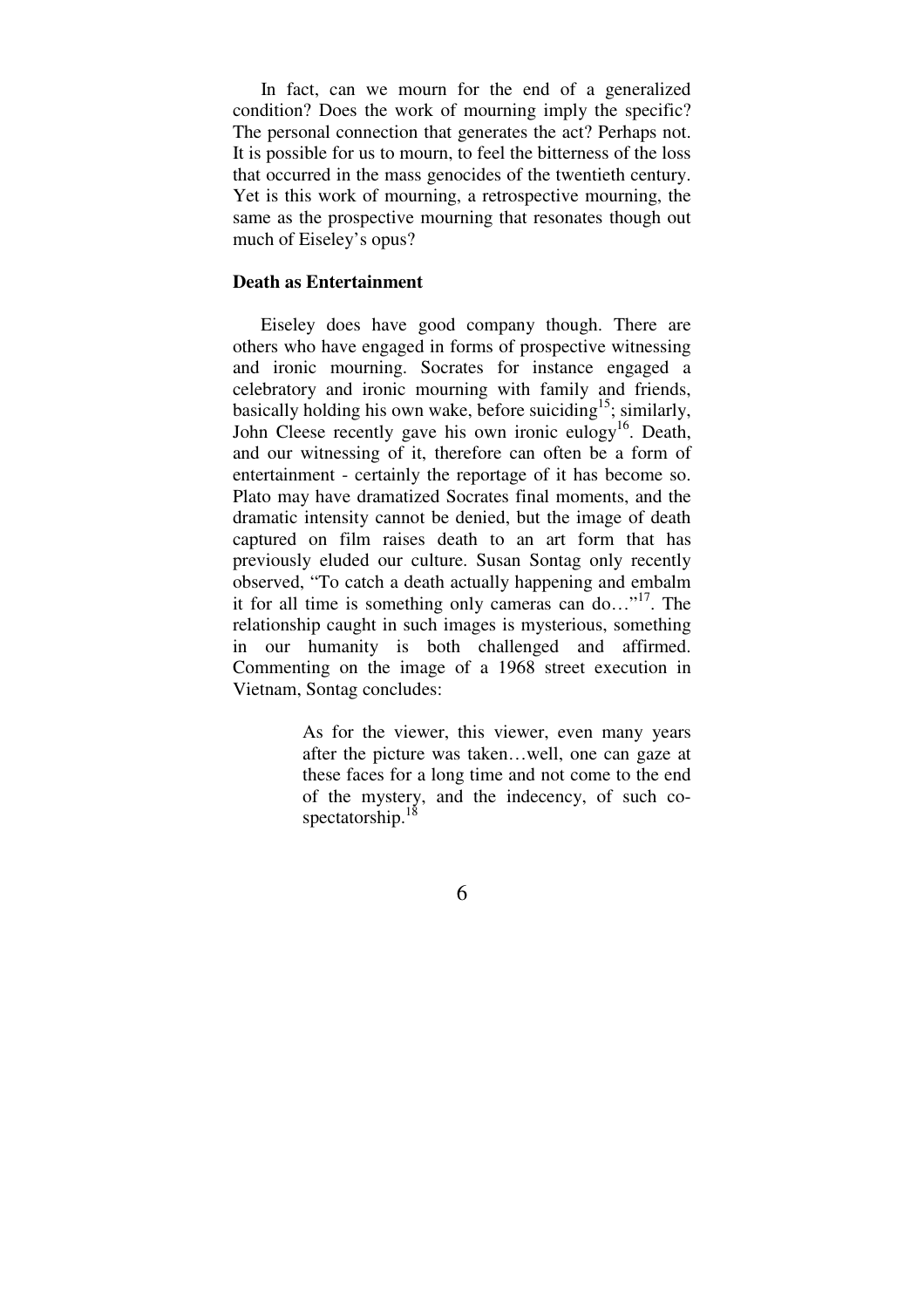In fact, can we mourn for the end of a generalized condition? Does the work of mourning imply the specific? The personal connection that generates the act? Perhaps not. It is possible for us to mourn, to feel the bitterness of the loss that occurred in the mass genocides of the twentieth century. Yet is this work of mourning, a retrospective mourning, the same as the prospective mourning that resonates though out much of Eiseley's opus?

**Death as Entertainment**

Eiseley does have good company though. There are others who have engaged in forms of prospective witnessing and ironic mourning. Socrates for instance engaged a celebratory and ironic mourning with family and friends, basically holding his own wake, before suiciding[15]; similarly, John Cleese recently gave his own ironic eulogy[16]. Death, and our witnessing of it, therefore can often be a form of entertainment - certainly the reportage of it has become so. Plato may have dramatized Socrates final moments, and the dramatic intensity cannot be denied, but the image of death captured on film raises death to an art form that has previously eluded our culture. Susan Sontag only recently observed, "To catch a death actually happening and embalm it for all time is something only cameras can do…"[17]. The relationship caught in such images is mysterious, something in our humanity is both challenged and affirmed. Commenting on the image of a 1968 street execution in Vietnam, Sontag concludes:

> As for the viewer, this viewer, even many years after the picture was taken…well, one can gaze at these faces for a long time and not come to the end of the mystery, and the indecency, of such co-spectatorship.[18]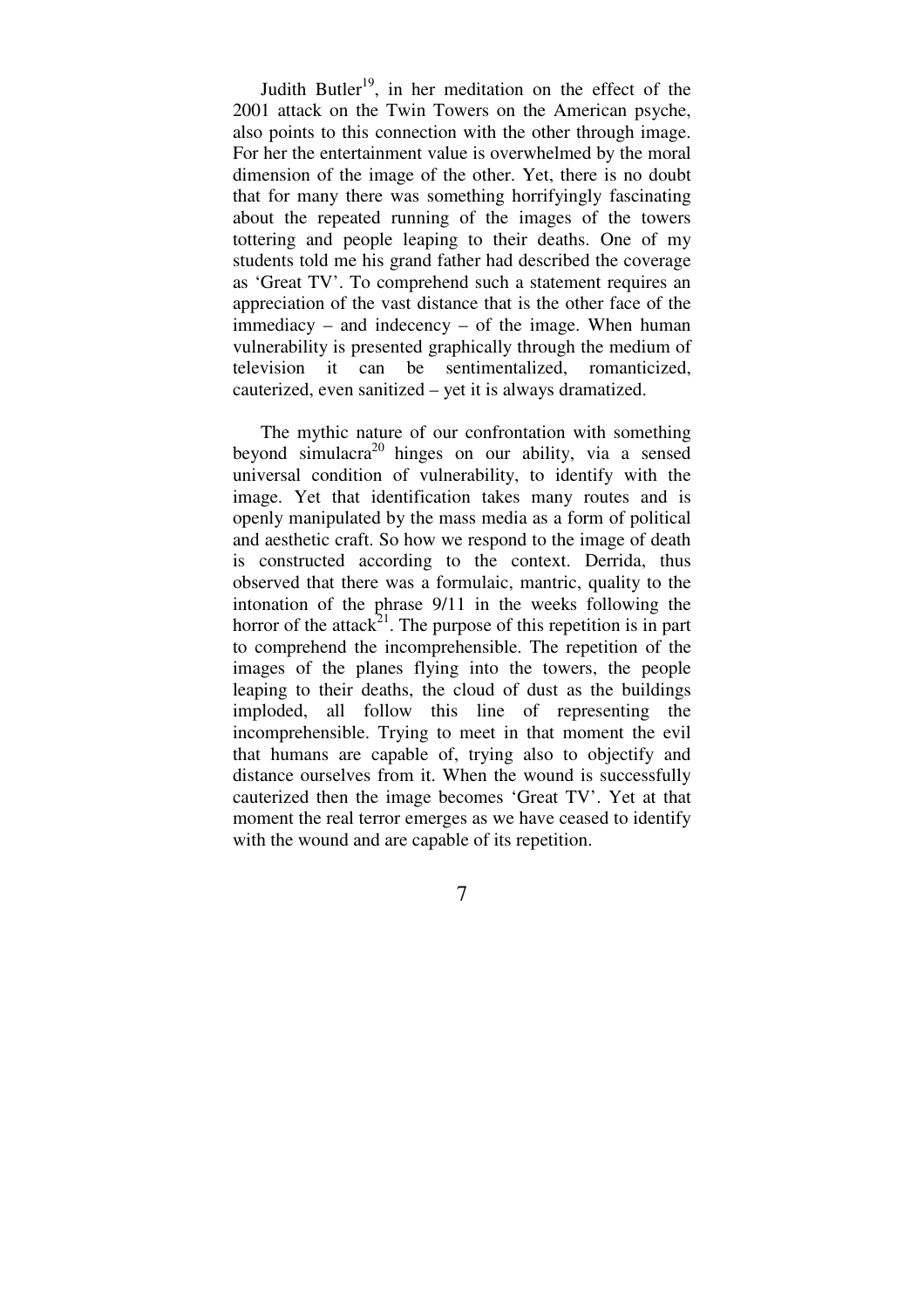Judith Butler[19], in her meditation on the effect of the 2001 attack on the Twin Towers on the American psyche, also points to this connection with the other through image. For her the entertainment value is overwhelmed by the moral dimension of the image of the other. Yet, there is no doubt that for many there was something horrifyingly fascinating about the repeated running of the images of the towers tottering and people leaping to their deaths. One of my students told me his grand father had described the coverage as 'Great TV'. To comprehend such a statement requires an appreciation of the vast distance that is the other face of the immediacy – and indecency – of the image. When human vulnerability is presented graphically through the medium of television it can be sentimentalized, romanticized, cauterized, even sanitized – yet it is always dramatized.

The mythic nature of our confrontation with something beyond simulacra[20] hinges on our ability, via a sensed universal condition of vulnerability, to identify with the image. Yet that identification takes many routes and is openly manipulated by the mass media as a form of political and aesthetic craft. So how we respond to the image of death is constructed according to the context. Derrida, thus observed that there was a formulaic, mantric, quality to the intonation of the phrase 9/11 in the weeks following the horror of the attack[21]. The purpose of this repetition is in part to comprehend the incomprehensible. The repetition of the images of the planes flying into the towers, the people leaping to their deaths, the cloud of dust as the buildings imploded, all follow this line of representing the incomprehensible. Trying to meet in that moment the evil that humans are capable of, trying also to objectify and distance ourselves from it. When the wound is successfully cauterized then the image becomes 'Great TV'. Yet at that moment the real terror emerges as we have ceased to identify with the wound and are capable of its repetition.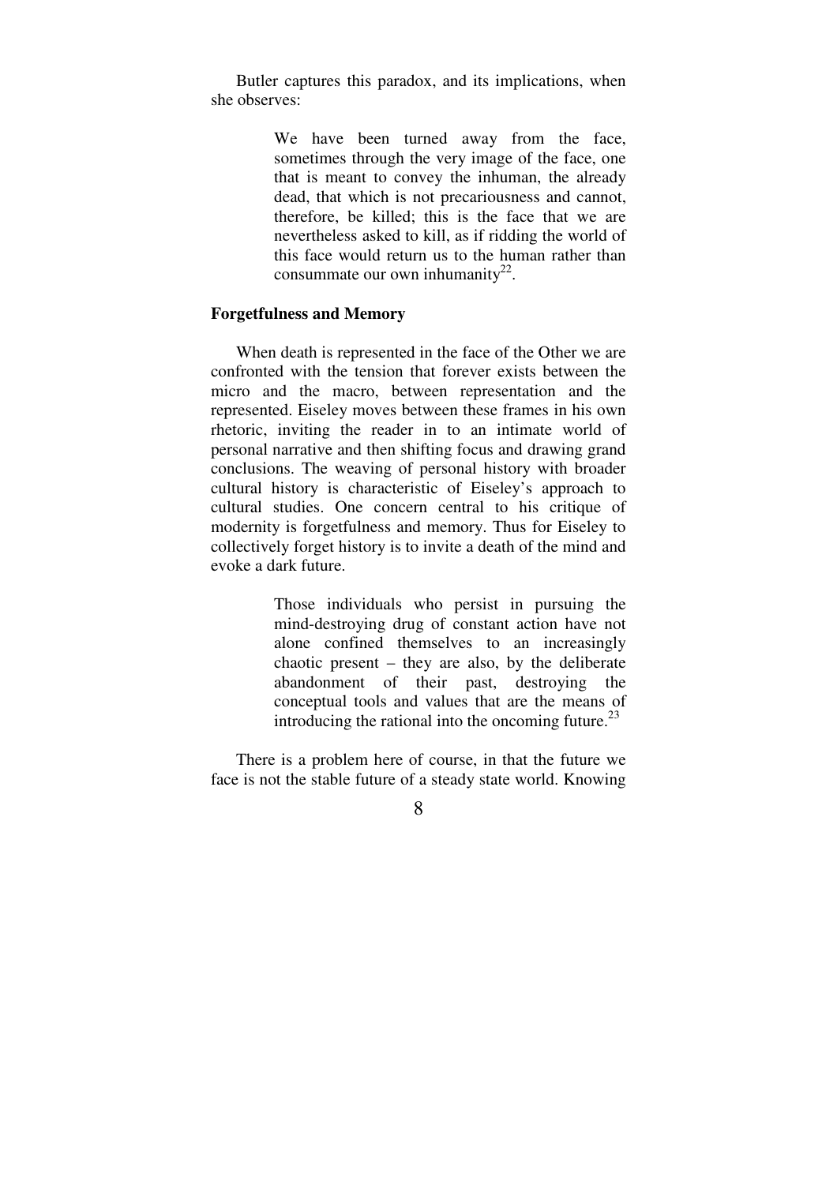Butler captures this paradox, and its implications, when she observes:

> We have been turned away from the face, sometimes through the very image of the face, one that is meant to convey the inhuman, the already dead, that which is not precariousness and cannot, therefore, be killed; this is the face that we are nevertheless asked to kill, as if ridding the world of this face would return us to the human rather than consummate our own inhumanity[22].

**Forgetfulness and Memory**

When death is represented in the face of the Other we are confronted with the tension that forever exists between the micro and the macro, between representation and the represented. Eiseley moves between these frames in his own rhetoric, inviting the reader in to an intimate world of personal narrative and then shifting focus and drawing grand conclusions. The weaving of personal history with broader cultural history is characteristic of Eiseley's approach to cultural studies. One concern central to his critique of modernity is forgetfulness and memory. Thus for Eiseley to collectively forget history is to invite a death of the mind and evoke a dark future.

> Those individuals who persist in pursuing the mind-destroying drug of constant action have not alone confined themselves to an increasingly chaotic present – they are also, by the deliberate abandonment of their past, destroying the conceptual tools and values that are the means of introducing the rational into the oncoming future.[23]

There is a problem here of course, in that the future we face is not the stable future of a steady state world. Knowing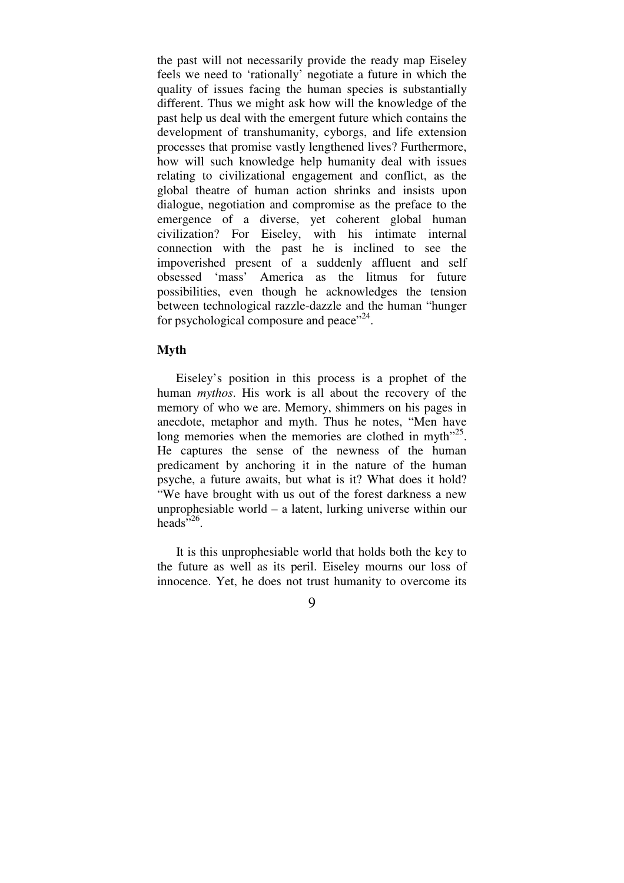the past will not necessarily provide the ready map Eiseley feels we need to 'rationally' negotiate a future in which the quality of issues facing the human species is substantially different. Thus we might ask how will the knowledge of the past help us deal with the emergent future which contains the development of transhumanity, cyborgs, and life extension processes that promise vastly lengthened lives? Furthermore, how will such knowledge help humanity deal with issues relating to civilizational engagement and conflict, as the global theatre of human action shrinks and insists upon dialogue, negotiation and compromise as the preface to the emergence of a diverse, yet coherent global human civilization? For Eiseley, with his intimate internal connection with the past he is inclined to see the impoverished present of a suddenly affluent and self obsessed 'mass' America as the litmus for future possibilities, even though he acknowledges the tension between technological razzle-dazzle and the human "hunger for psychological composure and peace"[24].

## Myth

Eiseley's position in this process is a prophet of the human *mythos*. His work is all about the recovery of the memory of who we are. Memory, shimmers on his pages in anecdote, metaphor and myth. Thus he notes, "Men have long memories when the memories are clothed in myth"[25]. He captures the sense of the newness of the human predicament by anchoring it in the nature of the human psyche, a future awaits, but what is it? What does it hold? "We have brought with us out of the forest darkness a new unprophesiable world – a latent, lurking universe within our heads"[26].

It is this unprophesiable world that holds both the key to the future as well as its peril. Eiseley mourns our loss of innocence. Yet, he does not trust humanity to overcome its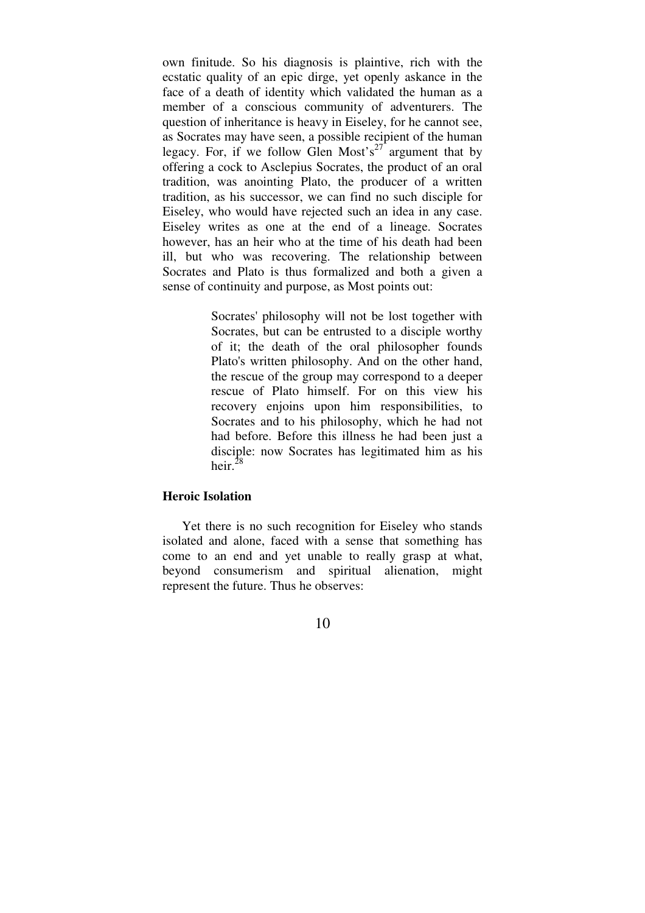own finitude. So his diagnosis is plaintive, rich with the ecstatic quality of an epic dirge, yet openly askance in the face of a death of identity which validated the human as a member of a conscious community of adventurers. The question of inheritance is heavy in Eiseley, for he cannot see, as Socrates may have seen, a possible recipient of the human legacy. For, if we follow Glen Most's[27] argument that by offering a cock to Asclepius Socrates, the product of an oral tradition, was anointing Plato, the producer of a written tradition, as his successor, we can find no such disciple for Eiseley, who would have rejected such an idea in any case. Eiseley writes as one at the end of a lineage. Socrates however, has an heir who at the time of his death had been ill, but who was recovering. The relationship between Socrates and Plato is thus formalized and both a given a sense of continuity and purpose, as Most points out:

> Socrates' philosophy will not be lost together with Socrates, but can be entrusted to a disciple worthy of it; the death of the oral philosopher founds Plato's written philosophy. And on the other hand, the rescue of the group may correspond to a deeper rescue of Plato himself. For on this view his recovery enjoins upon him responsibilities, to Socrates and to his philosophy, which he had not had before. Before this illness he had been just a disciple: now Socrates has legitimated him as his heir.[28]

**Heroic Isolation**

Yet there is no such recognition for Eiseley who stands isolated and alone, faced with a sense that something has come to an end and yet unable to really grasp at what, beyond consumerism and spiritual alienation, might represent the future. Thus he observes: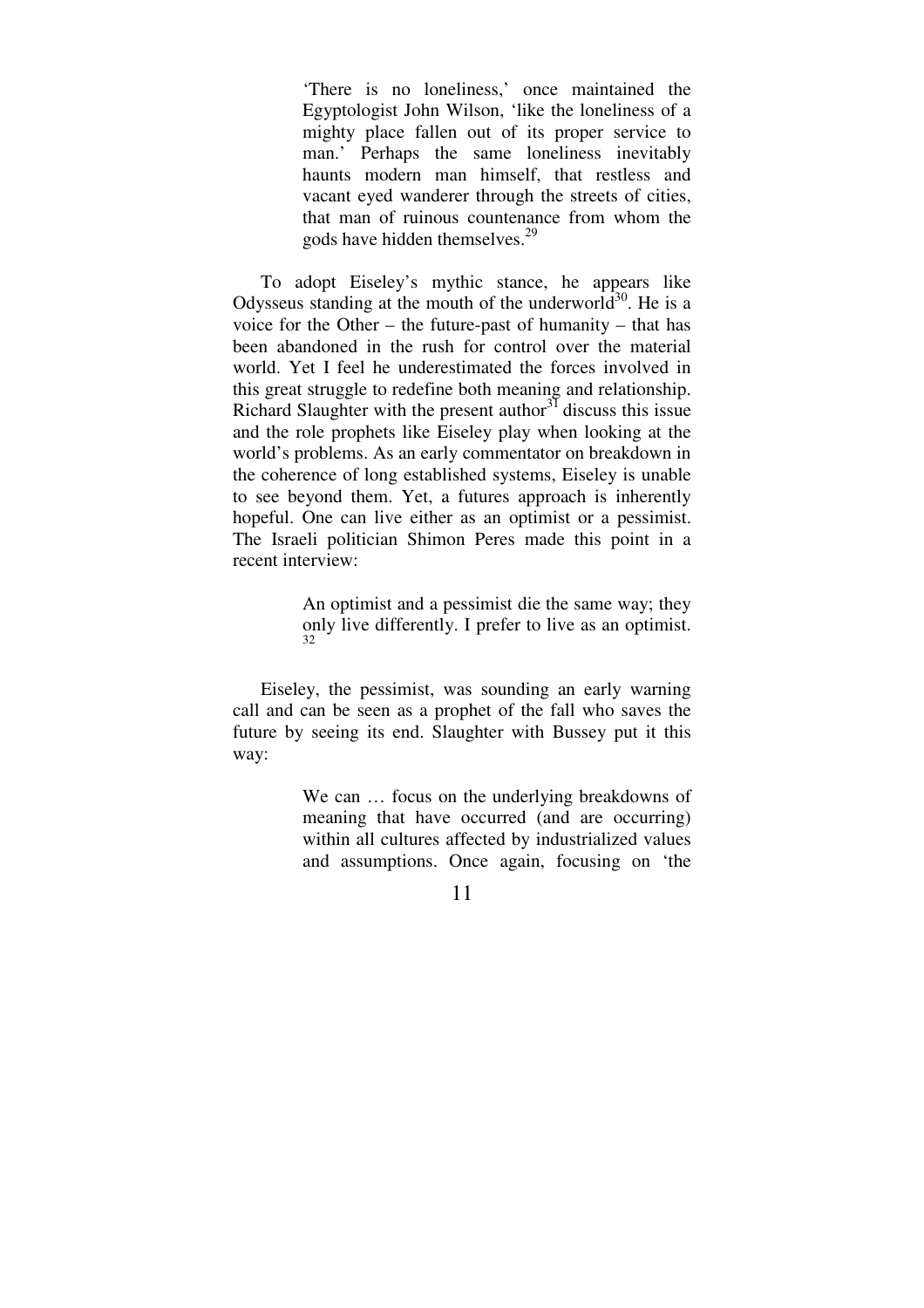> 'There is no loneliness,' once maintained the Egyptologist John Wilson, 'like the loneliness of a mighty place fallen out of its proper service to man.' Perhaps the same loneliness inevitably haunts modern man himself, that restless and vacant eyed wanderer through the streets of cities, that man of ruinous countenance from whom the gods have hidden themselves.[29]

To adopt Eiseley's mythic stance, he appears like Odysseus standing at the mouth of the underworld[30]. He is a voice for the Other – the future-past of humanity – that has been abandoned in the rush for control over the material world. Yet I feel he underestimated the forces involved in this great struggle to redefine both meaning and relationship. Richard Slaughter with the present author[31] discuss this issue and the role prophets like Eiseley play when looking at the world's problems. As an early commentator on breakdown in the coherence of long established systems, Eiseley is unable to see beyond them. Yet, a futures approach is inherently hopeful. One can live either as an optimist or a pessimist. The Israeli politician Shimon Peres made this point in a recent interview:

> An optimist and a pessimist die the same way; they only live differently. I prefer to live as an optimist.[32]

Eiseley, the pessimist, was sounding an early warning call and can be seen as a prophet of the fall who saves the future by seeing its end. Slaughter with Bussey put it this way:

> We can … focus on the underlying breakdowns of meaning that have occurred (and are occurring) within all cultures affected by industrialized values and assumptions. Once again, focusing on 'the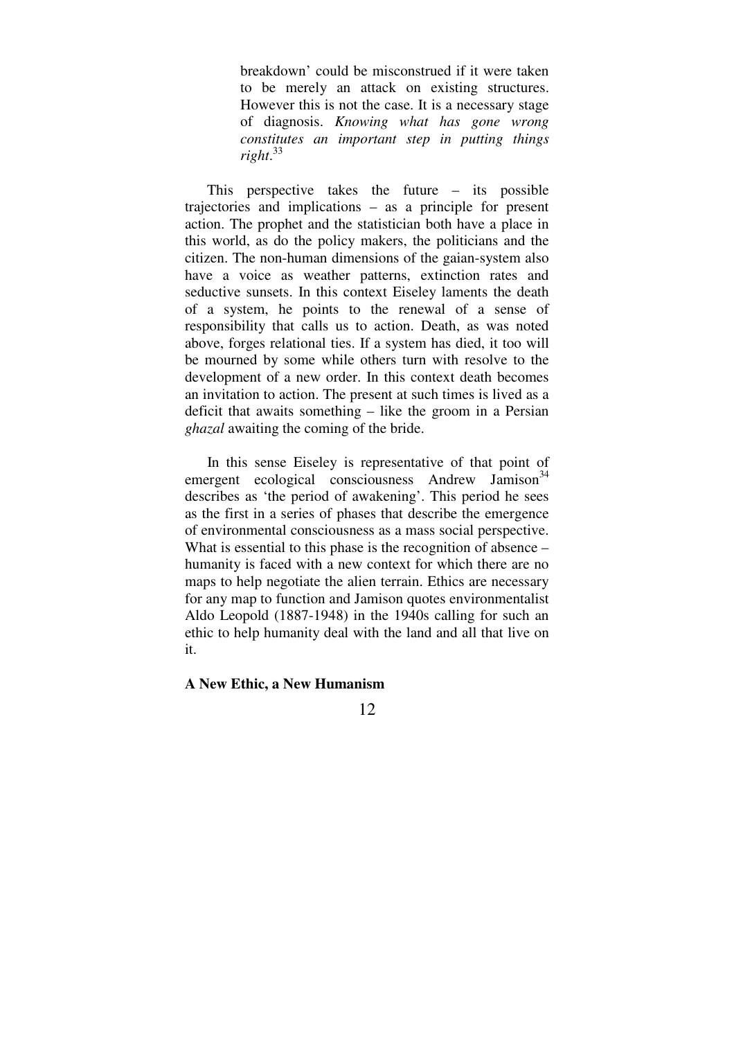> breakdown' could be misconstrued if it were taken to be merely an attack on existing structures. However this is not the case. It is a necessary stage of diagnosis. *Knowing what has gone wrong constitutes an important step in putting things right*.[33]

This perspective takes the future – its possible trajectories and implications – as a principle for present action. The prophet and the statistician both have a place in this world, as do the policy makers, the politicians and the citizen. The non-human dimensions of the gaian-system also have a voice as weather patterns, extinction rates and seductive sunsets. In this context Eiseley laments the death of a system, he points to the renewal of a sense of responsibility that calls us to action. Death, as was noted above, forges relational ties. If a system has died, it too will be mourned by some while others turn with resolve to the development of a new order. In this context death becomes an invitation to action. The present at such times is lived as a deficit that awaits something – like the groom in a Persian *ghazal* awaiting the coming of the bride.

In this sense Eiseley is representative of that point of emergent ecological consciousness Andrew Jamison[34] describes as 'the period of awakening'. This period he sees as the first in a series of phases that describe the emergence of environmental consciousness as a mass social perspective. What is essential to this phase is the recognition of absence – humanity is faced with a new context for which there are no maps to help negotiate the alien terrain. Ethics are necessary for any map to function and Jamison quotes environmentalist Aldo Leopold (1887-1948) in the 1940s calling for such an ethic to help humanity deal with the land and all that live on it.

**A New Ethic, a New Humanism**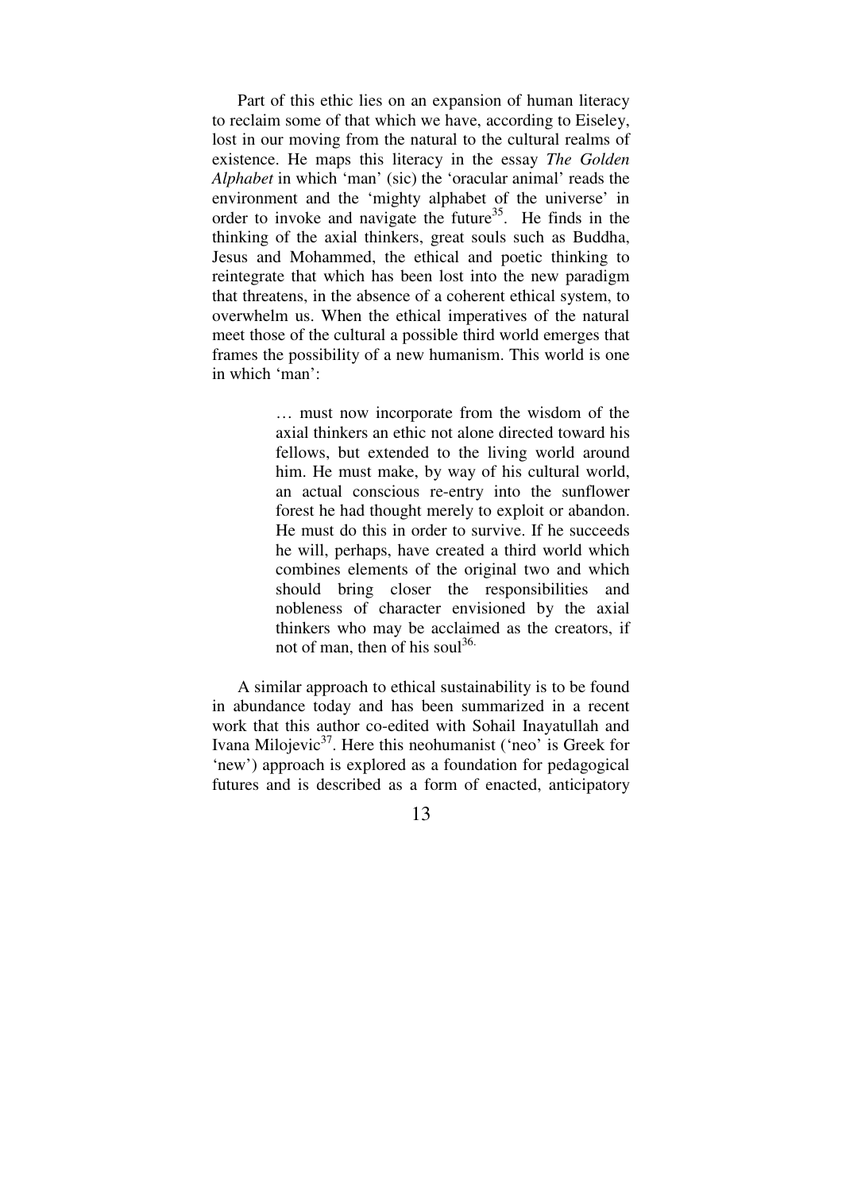Part of this ethic lies on an expansion of human literacy to reclaim some of that which we have, according to Eiseley, lost in our moving from the natural to the cultural realms of existence. He maps this literacy in the essay *The Golden Alphabet* in which 'man' (sic) the 'oracular animal' reads the environment and the 'mighty alphabet of the universe' in order to invoke and navigate the future[35]. He finds in the thinking of the axial thinkers, great souls such as Buddha, Jesus and Mohammed, the ethical and poetic thinking to reintegrate that which has been lost into the new paradigm that threatens, in the absence of a coherent ethical system, to overwhelm us. When the ethical imperatives of the natural meet those of the cultural a possible third world emerges that frames the possibility of a new humanism. This world is one in which 'man':

> … must now incorporate from the wisdom of the axial thinkers an ethic not alone directed toward his fellows, but extended to the living world around him. He must make, by way of his cultural world, an actual conscious re-entry into the sunflower forest he had thought merely to exploit or abandon. He must do this in order to survive. If he succeeds he will, perhaps, have created a third world which combines elements of the original two and which should bring closer the responsibilities and nobleness of character envisioned by the axial thinkers who may be acclaimed as the creators, if not of man, then of his soul[36].

A similar approach to ethical sustainability is to be found in abundance today and has been summarized in a recent work that this author co-edited with Sohail Inayatullah and Ivana Milojevic[37]. Here this neohumanist ('neo' is Greek for 'new') approach is explored as a foundation for pedagogical futures and is described as a form of enacted, anticipatory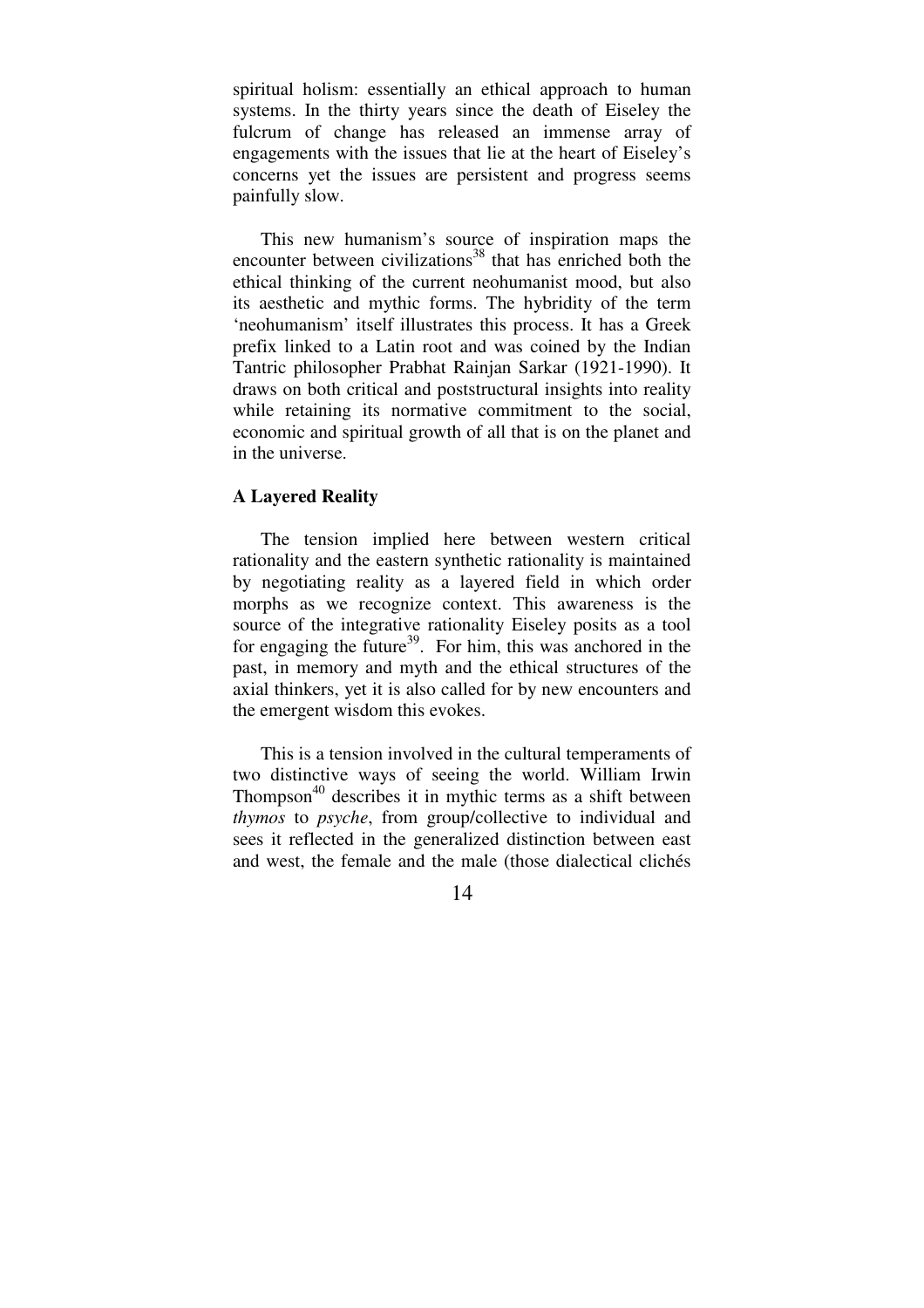spiritual holism: essentially an ethical approach to human systems. In the thirty years since the death of Eiseley the fulcrum of change has released an immense array of engagements with the issues that lie at the heart of Eiseley's concerns yet the issues are persistent and progress seems painfully slow.

This new humanism's source of inspiration maps the encounter between civilizations[38] that has enriched both the ethical thinking of the current neohumanist mood, but also its aesthetic and mythic forms. The hybridity of the term 'neohumanism' itself illustrates this process. It has a Greek prefix linked to a Latin root and was coined by the Indian Tantric philosopher Prabhat Rainjan Sarkar (1921-1990). It draws on both critical and poststructural insights into reality while retaining its normative commitment to the social, economic and spiritual growth of all that is on the planet and in the universe.

### A Layered Reality

The tension implied here between western critical rationality and the eastern synthetic rationality is maintained by negotiating reality as a layered field in which order morphs as we recognize context. This awareness is the source of the integrative rationality Eiseley posits as a tool for engaging the future[39]. For him, this was anchored in the past, in memory and myth and the ethical structures of the axial thinkers, yet it is also called for by new encounters and the emergent wisdom this evokes.

This is a tension involved in the cultural temperaments of two distinctive ways of seeing the world. William Irwin Thompson[40] describes it in mythic terms as a shift between *thymos* to *psyche*, from group/collective to individual and sees it reflected in the generalized distinction between east and west, the female and the male (those dialectical clichés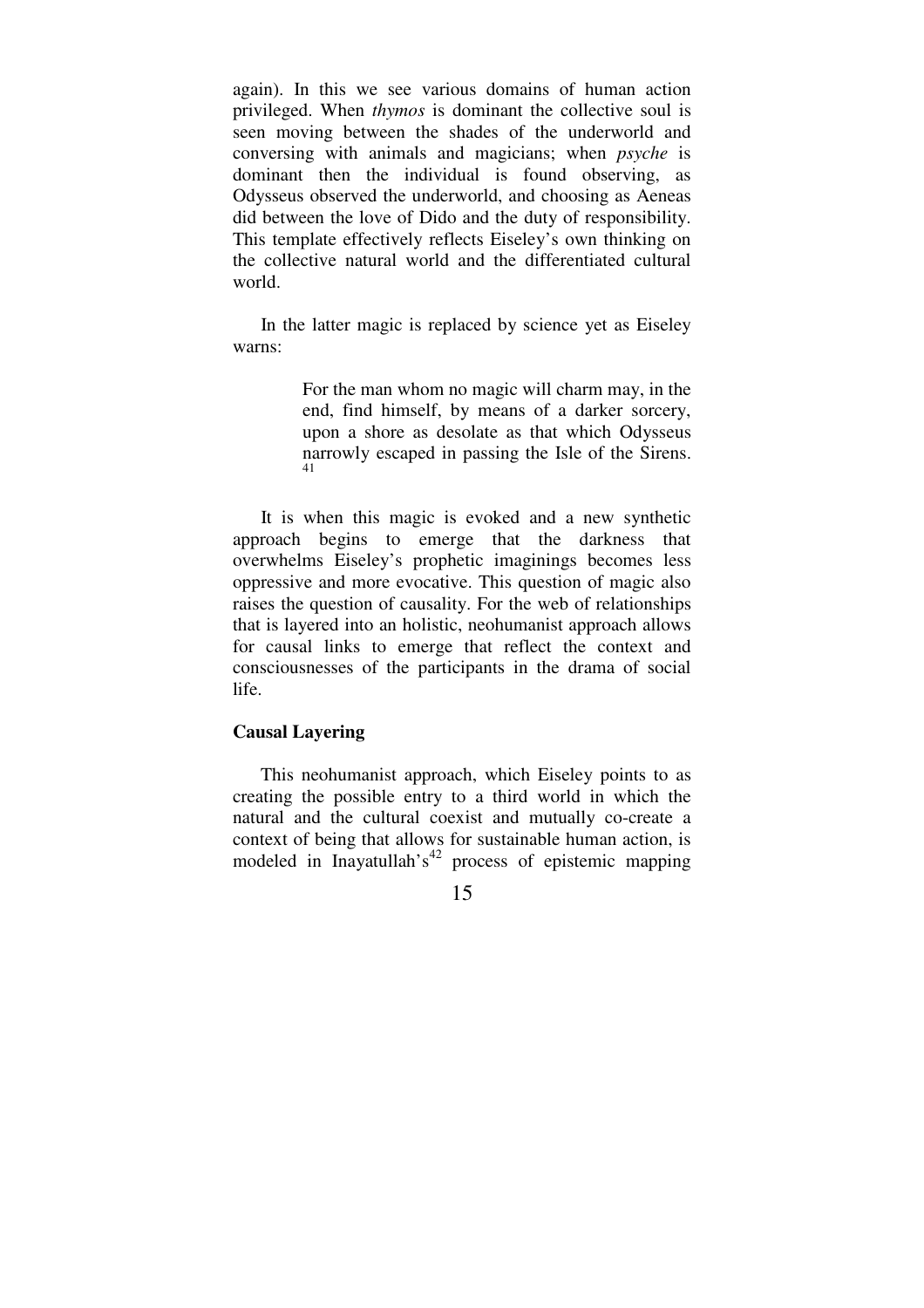again). In this we see various domains of human action privileged. When *thymos* is dominant the collective soul is seen moving between the shades of the underworld and conversing with animals and magicians; when *psyche* is dominant then the individual is found observing, as Odysseus observed the underworld, and choosing as Aeneas did between the love of Dido and the duty of responsibility. This template effectively reflects Eiseley's own thinking on the collective natural world and the differentiated cultural world.

In the latter magic is replaced by science yet as Eiseley warns:

> For the man whom no magic will charm may, in the end, find himself, by means of a darker sorcery, upon a shore as desolate as that which Odysseus narrowly escaped in passing the Isle of the Sirens.[41]

It is when this magic is evoked and a new synthetic approach begins to emerge that the darkness that overwhelms Eiseley's prophetic imaginings becomes less oppressive and more evocative. This question of magic also raises the question of causality. For the web of relationships that is layered into an holistic, neohumanist approach allows for causal links to emerge that reflect the context and consciousnesses of the participants in the drama of social life.

**Causal Layering**

This neohumanist approach, which Eiseley points to as creating the possible entry to a third world in which the natural and the cultural coexist and mutually co-create a context of being that allows for sustainable human action, is modeled in Inayatullah's[42] process of epistemic mapping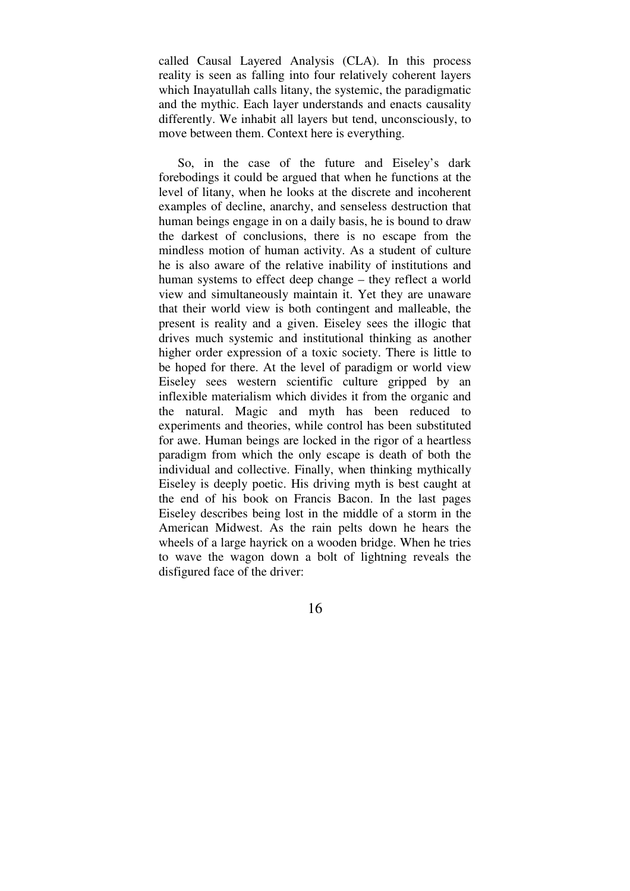called Causal Layered Analysis (CLA). In this process reality is seen as falling into four relatively coherent layers which Inayatullah calls litany, the systemic, the paradigmatic and the mythic. Each layer understands and enacts causality differently. We inhabit all layers but tend, unconsciously, to move between them. Context here is everything.

So, in the case of the future and Eiseley's dark forebodings it could be argued that when he functions at the level of litany, when he looks at the discrete and incoherent examples of decline, anarchy, and senseless destruction that human beings engage in on a daily basis, he is bound to draw the darkest of conclusions, there is no escape from the mindless motion of human activity. As a student of culture he is also aware of the relative inability of institutions and human systems to effect deep change – they reflect a world view and simultaneously maintain it. Yet they are unaware that their world view is both contingent and malleable, the present is reality and a given. Eiseley sees the illogic that drives much systemic and institutional thinking as another higher order expression of a toxic society. There is little to be hoped for there. At the level of paradigm or world view Eiseley sees western scientific culture gripped by an inflexible materialism which divides it from the organic and the natural. Magic and myth has been reduced to experiments and theories, while control has been substituted for awe. Human beings are locked in the rigor of a heartless paradigm from which the only escape is death of both the individual and collective. Finally, when thinking mythically Eiseley is deeply poetic. His driving myth is best caught at the end of his book on Francis Bacon. In the last pages Eiseley describes being lost in the middle of a storm in the American Midwest. As the rain pelts down he hears the wheels of a large hayrick on a wooden bridge. When he tries to wave the wagon down a bolt of lightning reveals the disfigured face of the driver: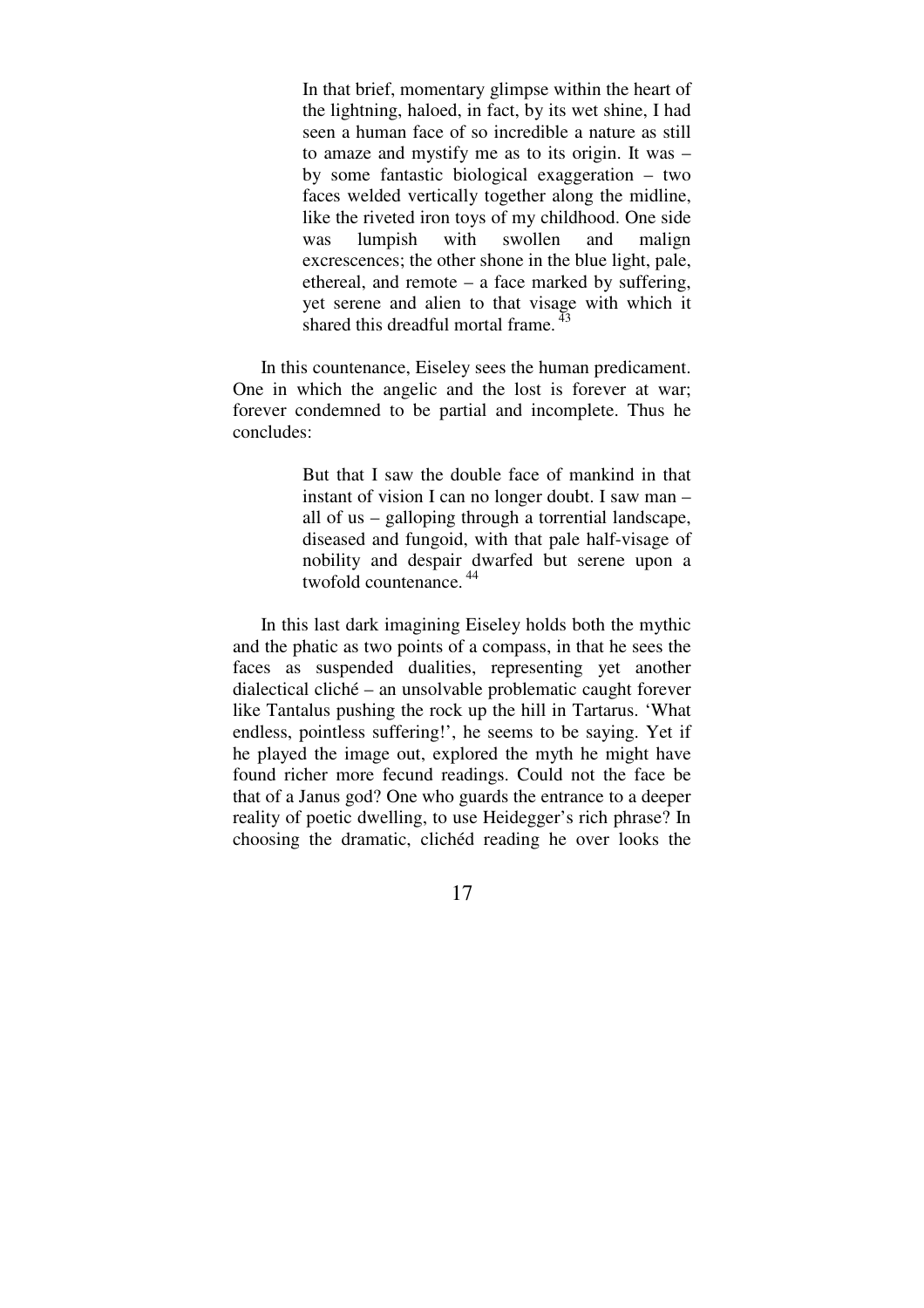> In that brief, momentary glimpse within the heart of the lightning, haloed, in fact, by its wet shine, I had seen a human face of so incredible a nature as still to amaze and mystify me as to its origin. It was – by some fantastic biological exaggeration – two faces welded vertically together along the midline, like the riveted iron toys of my childhood. One side was lumpish with swollen and malign excrescences; the other shone in the blue light, pale, ethereal, and remote – a face marked by suffering, yet serene and alien to that visage with which it shared this dreadful mortal frame. [43]

In this countenance, Eiseley sees the human predicament. One in which the angelic and the lost is forever at war; forever condemned to be partial and incomplete. Thus he concludes:

> But that I saw the double face of mankind in that instant of vision I can no longer doubt. I saw man – all of us – galloping through a torrential landscape, diseased and fungoid, with that pale half-visage of nobility and despair dwarfed but serene upon a twofold countenance. [44]

In this last dark imagining Eiseley holds both the mythic and the phatic as two points of a compass, in that he sees the faces as suspended dualities, representing yet another dialectical cliché – an unsolvable problematic caught forever like Tantalus pushing the rock up the hill in Tartarus. 'What endless, pointless suffering!', he seems to be saying. Yet if he played the image out, explored the myth he might have found richer more fecund readings. Could not the face be that of a Janus god? One who guards the entrance to a deeper reality of poetic dwelling, to use Heidegger's rich phrase? In choosing the dramatic, clichéd reading he over looks the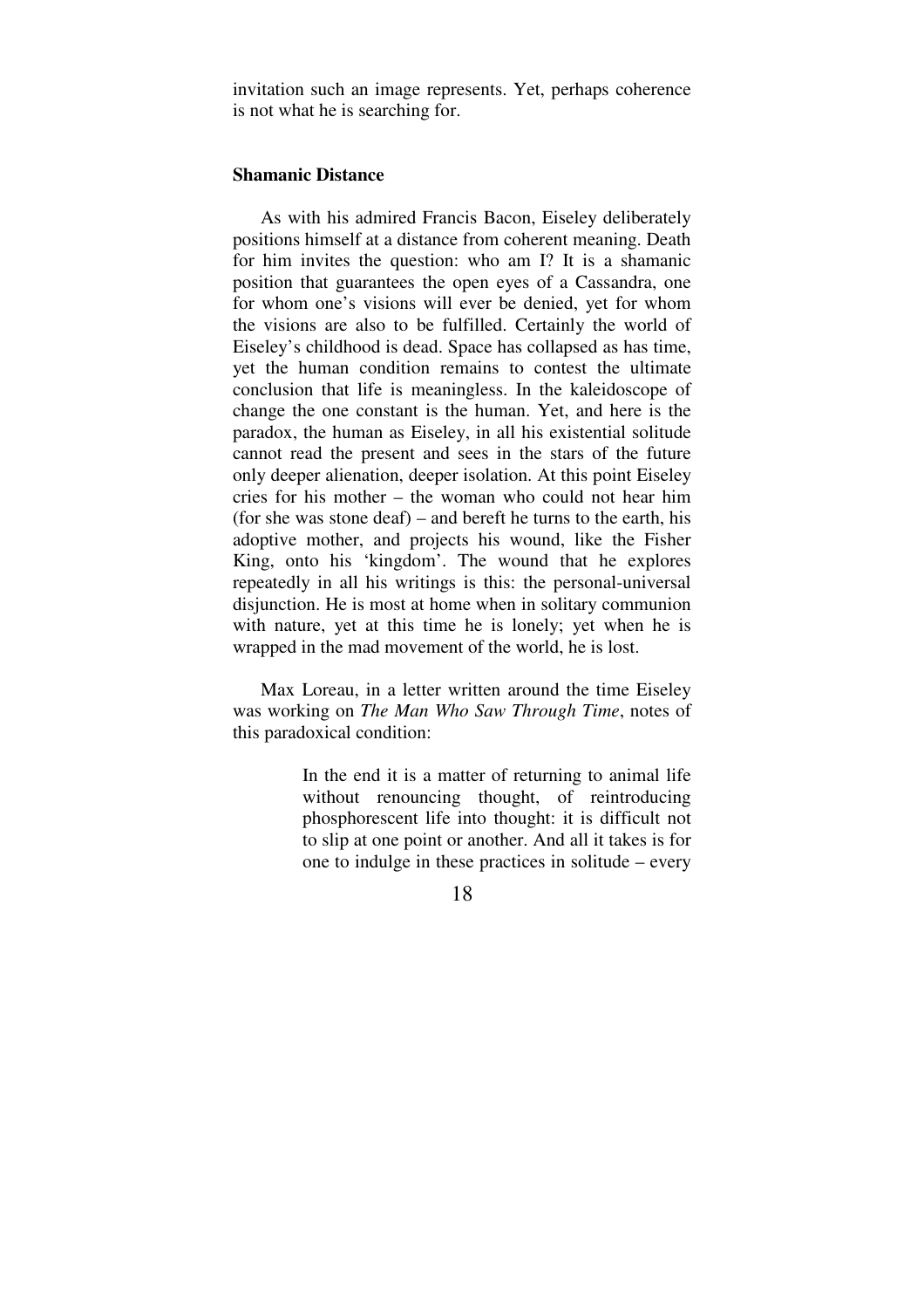invitation such an image represents. Yet, perhaps coherence is not what he is searching for.

### Shamanic Distance

As with his admired Francis Bacon, Eiseley deliberately positions himself at a distance from coherent meaning. Death for him invites the question: who am I? It is a shamanic position that guarantees the open eyes of a Cassandra, one for whom one's visions will ever be denied, yet for whom the visions are also to be fulfilled. Certainly the world of Eiseley's childhood is dead. Space has collapsed as has time, yet the human condition remains to contest the ultimate conclusion that life is meaningless. In the kaleidoscope of change the one constant is the human. Yet, and here is the paradox, the human as Eiseley, in all his existential solitude cannot read the present and sees in the stars of the future only deeper alienation, deeper isolation. At this point Eiseley cries for his mother – the woman who could not hear him (for she was stone deaf) – and bereft he turns to the earth, his adoptive mother, and projects his wound, like the Fisher King, onto his 'kingdom'. The wound that he explores repeatedly in all his writings is this: the personal-universal disjunction. He is most at home when in solitary communion with nature, yet at this time he is lonely; yet when he is wrapped in the mad movement of the world, he is lost.

Max Loreau, in a letter written around the time Eiseley was working on *The Man Who Saw Through Time*, notes of this paradoxical condition:

> In the end it is a matter of returning to animal life without renouncing thought, of reintroducing phosphorescent life into thought: it is difficult not to slip at one point or another. And all it takes is for one to indulge in these practices in solitude – every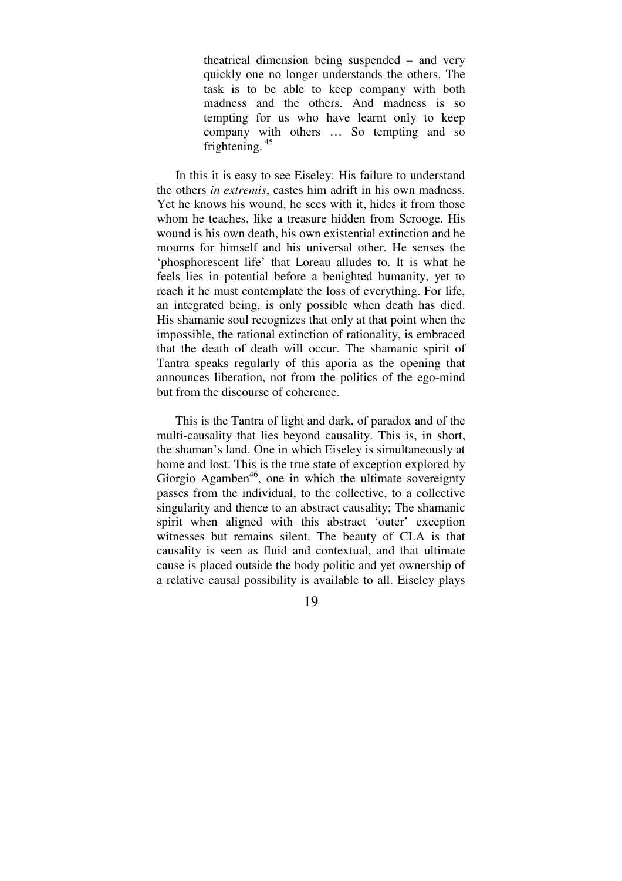> theatrical dimension being suspended – and very quickly one no longer understands the others. The task is to be able to keep company with both madness and the others. And madness is so tempting for us who have learnt only to keep company with others … So tempting and so frightening. [45]

In this it is easy to see Eiseley: His failure to understand the others *in extremis*, castes him adrift in his own madness. Yet he knows his wound, he sees with it, hides it from those whom he teaches, like a treasure hidden from Scrooge. His wound is his own death, his own existential extinction and he mourns for himself and his universal other. He senses the 'phosphorescent life' that Loreau alludes to. It is what he feels lies in potential before a benighted humanity, yet to reach it he must contemplate the loss of everything. For life, an integrated being, is only possible when death has died. His shamanic soul recognizes that only at that point when the impossible, the rational extinction of rationality, is embraced that the death of death will occur. The shamanic spirit of Tantra speaks regularly of this aporia as the opening that announces liberation, not from the politics of the ego-mind but from the discourse of coherence.

This is the Tantra of light and dark, of paradox and of the multi-causality that lies beyond causality. This is, in short, the shaman's land. One in which Eiseley is simultaneously at home and lost. This is the true state of exception explored by Giorgio Agamben[46], one in which the ultimate sovereignty passes from the individual, to the collective, to a collective singularity and thence to an abstract causality; The shamanic spirit when aligned with this abstract 'outer' exception witnesses but remains silent. The beauty of CLA is that causality is seen as fluid and contextual, and that ultimate cause is placed outside the body politic and yet ownership of a relative causal possibility is available to all. Eiseley plays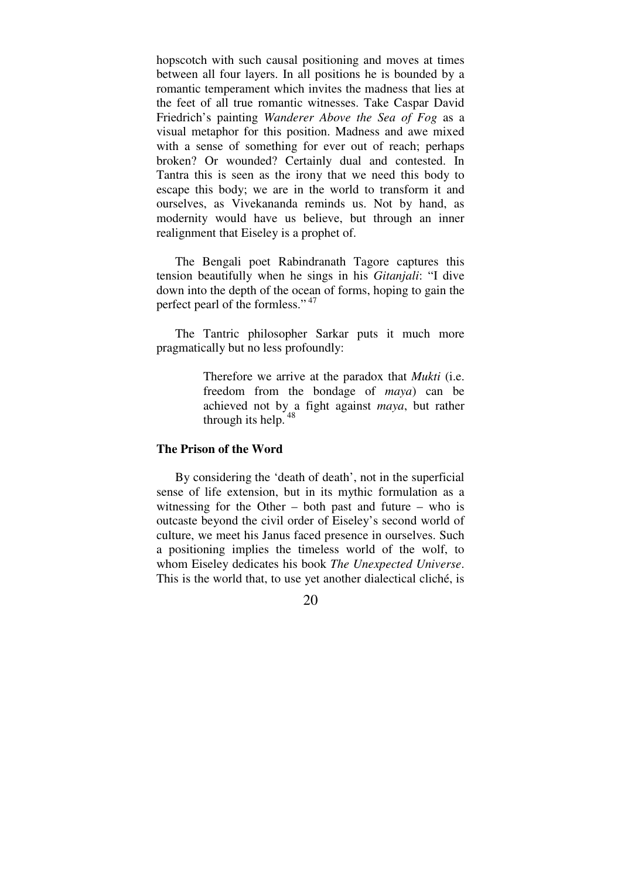hopscotch with such causal positioning and moves at times between all four layers. In all positions he is bounded by a romantic temperament which invites the madness that lies at the feet of all true romantic witnesses. Take Caspar David Friedrich's painting *Wanderer Above the Sea of Fog* as a visual metaphor for this position. Madness and awe mixed with a sense of something for ever out of reach; perhaps broken? Or wounded? Certainly dual and contested. In Tantra this is seen as the irony that we need this body to escape this body; we are in the world to transform it and ourselves, as Vivekananda reminds us. Not by hand, as modernity would have us believe, but through an inner realignment that Eiseley is a prophet of.

The Bengali poet Rabindranath Tagore captures this tension beautifully when he sings in his *Gitanjali*: "I dive down into the depth of the ocean of forms, hoping to gain the perfect pearl of the formless." [47]

The Tantric philosopher Sarkar puts it much more pragmatically but no less profoundly:

> Therefore we arrive at the paradox that *Mukti* (i.e. freedom from the bondage of *maya*) can be achieved not by a fight against *maya*, but rather through its help. [48]

### The Prison of the Word

By considering the 'death of death', not in the superficial sense of life extension, but in its mythic formulation as a witnessing for the Other – both past and future – who is outcaste beyond the civil order of Eiseley's second world of culture, we meet his Janus faced presence in ourselves. Such a positioning implies the timeless world of the wolf, to whom Eiseley dedicates his book *The Unexpected Universe*. This is the world that, to use yet another dialectical cliché, is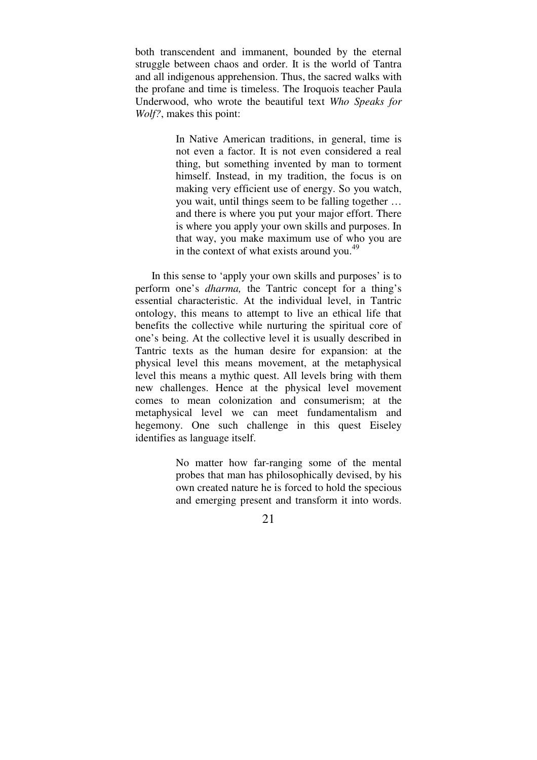both transcendent and immanent, bounded by the eternal struggle between chaos and order. It is the world of Tantra and all indigenous apprehension. Thus, the sacred walks with the profane and time is timeless. The Iroquois teacher Paula Underwood, who wrote the beautiful text *Who Speaks for Wolf?*, makes this point:

> In Native American traditions, in general, time is not even a factor. It is not even considered a real thing, but something invented by man to torment himself. Instead, in my tradition, the focus is on making very efficient use of energy. So you watch, you wait, until things seem to be falling together … and there is where you put your major effort. There is where you apply your own skills and purposes. In that way, you make maximum use of who you are in the context of what exists around you.[49]

In this sense to 'apply your own skills and purposes' is to perform one's *dharma,* the Tantric concept for a thing's essential characteristic. At the individual level, in Tantric ontology, this means to attempt to live an ethical life that benefits the collective while nurturing the spiritual core of one's being. At the collective level it is usually described in Tantric texts as the human desire for expansion: at the physical level this means movement, at the metaphysical level this means a mythic quest. All levels bring with them new challenges. Hence at the physical level movement comes to mean colonization and consumerism; at the metaphysical level we can meet fundamentalism and hegemony. One such challenge in this quest Eiseley identifies as language itself.

> No matter how far-ranging some of the mental probes that man has philosophically devised, by his own created nature he is forced to hold the specious and emerging present and transform it into words.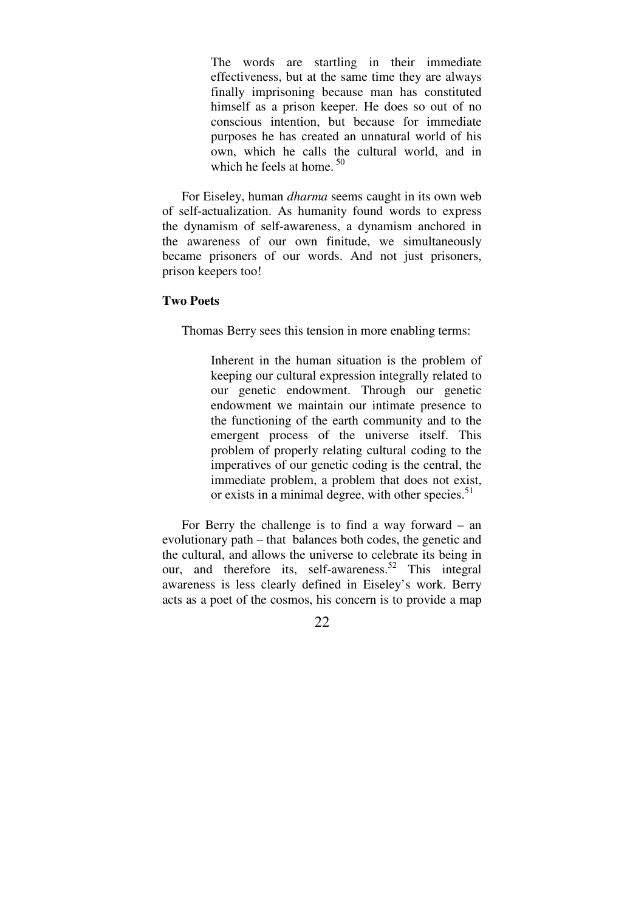> The words are startling in their immediate effectiveness, but at the same time they are always finally imprisoning because man has constituted himself as a prison keeper. He does so out of no conscious intention, but because for immediate purposes he has created an unnatural world of his own, which he calls the cultural world, and in which he feels at home. [50]

For Eiseley, human *dharma* seems caught in its own web of self-actualization. As humanity found words to express the dynamism of self-awareness, a dynamism anchored in the awareness of our own finitude, we simultaneously became prisoners of our words. And not just prisoners, prison keepers too!

**Two Poets**

Thomas Berry sees this tension in more enabling terms:

> Inherent in the human situation is the problem of keeping our cultural expression integrally related to our genetic endowment. Through our genetic endowment we maintain our intimate presence to the functioning of the earth community and to the emergent process of the universe itself. This problem of properly relating cultural coding to the imperatives of our genetic coding is the central, the immediate problem, a problem that does not exist, or exists in a minimal degree, with other species.[51]

For Berry the challenge is to find a way forward – an evolutionary path – that balances both codes, the genetic and the cultural, and allows the universe to celebrate its being in our, and therefore its, self-awareness.[52] This integral awareness is less clearly defined in Eiseley's work. Berry acts as a poet of the cosmos, his concern is to provide a map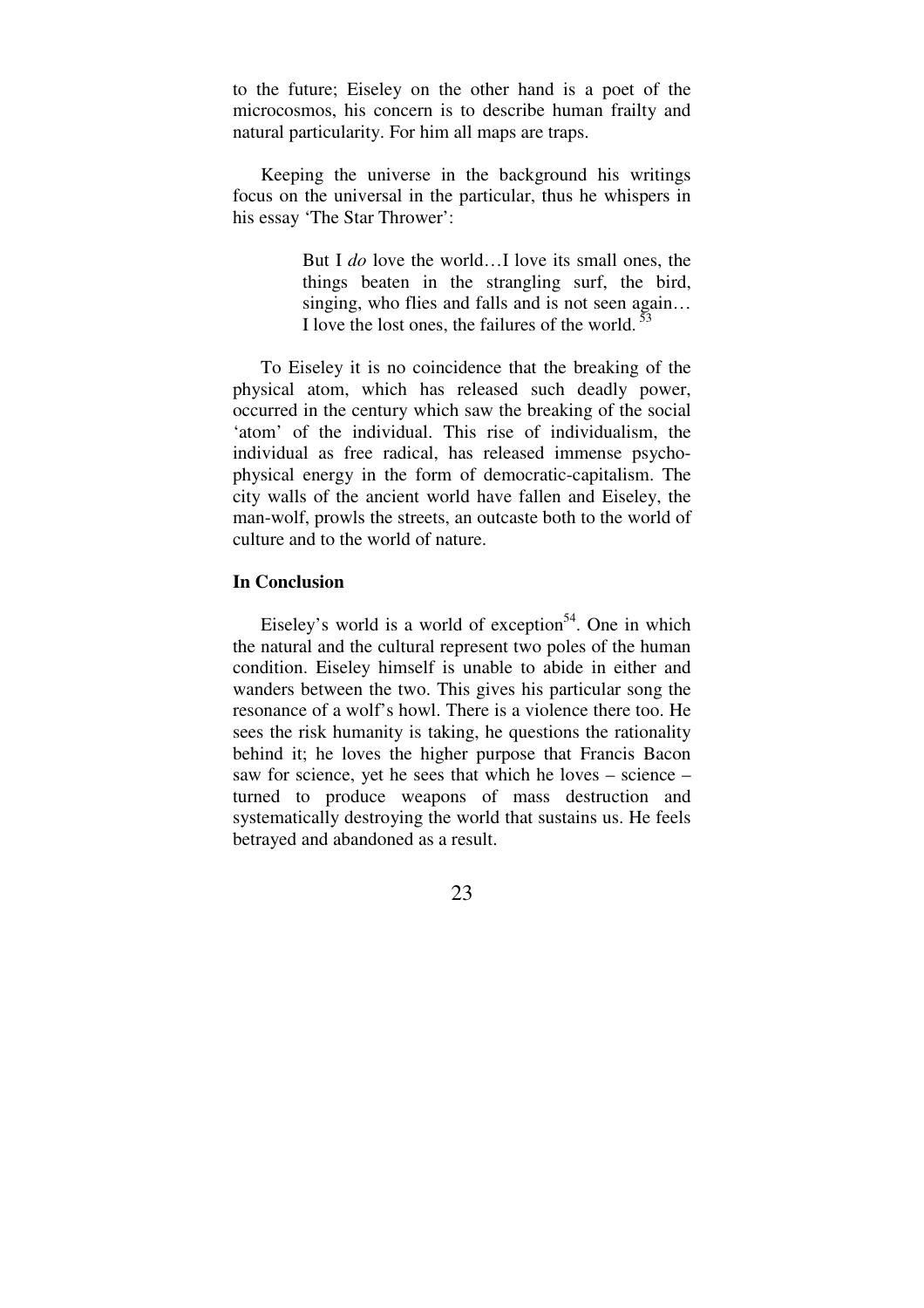to the future; Eiseley on the other hand is a poet of the microcosmos, his concern is to describe human frailty and natural particularity. For him all maps are traps.

Keeping the universe in the background his writings focus on the universal in the particular, thus he whispers in his essay 'The Star Thrower':

> But I *do* love the world…I love its small ones, the things beaten in the strangling surf, the bird, singing, who flies and falls and is not seen again… I love the lost ones, the failures of the world.[53]

To Eiseley it is no coincidence that the breaking of the physical atom, which has released such deadly power, occurred in the century which saw the breaking of the social 'atom' of the individual. This rise of individualism, the individual as free radical, has released immense psycho-physical energy in the form of democratic-capitalism. The city walls of the ancient world have fallen and Eiseley, the man-wolf, prowls the streets, an outcaste both to the world of culture and to the world of nature.

**In Conclusion**

Eiseley's world is a world of exception[54]. One in which the natural and the cultural represent two poles of the human condition. Eiseley himself is unable to abide in either and wanders between the two. This gives his particular song the resonance of a wolf's howl. There is a violence there too. He sees the risk humanity is taking, he questions the rationality behind it; he loves the higher purpose that Francis Bacon saw for science, yet he sees that which he loves – science – turned to produce weapons of mass destruction and systematically destroying the world that sustains us. He feels betrayed and abandoned as a result.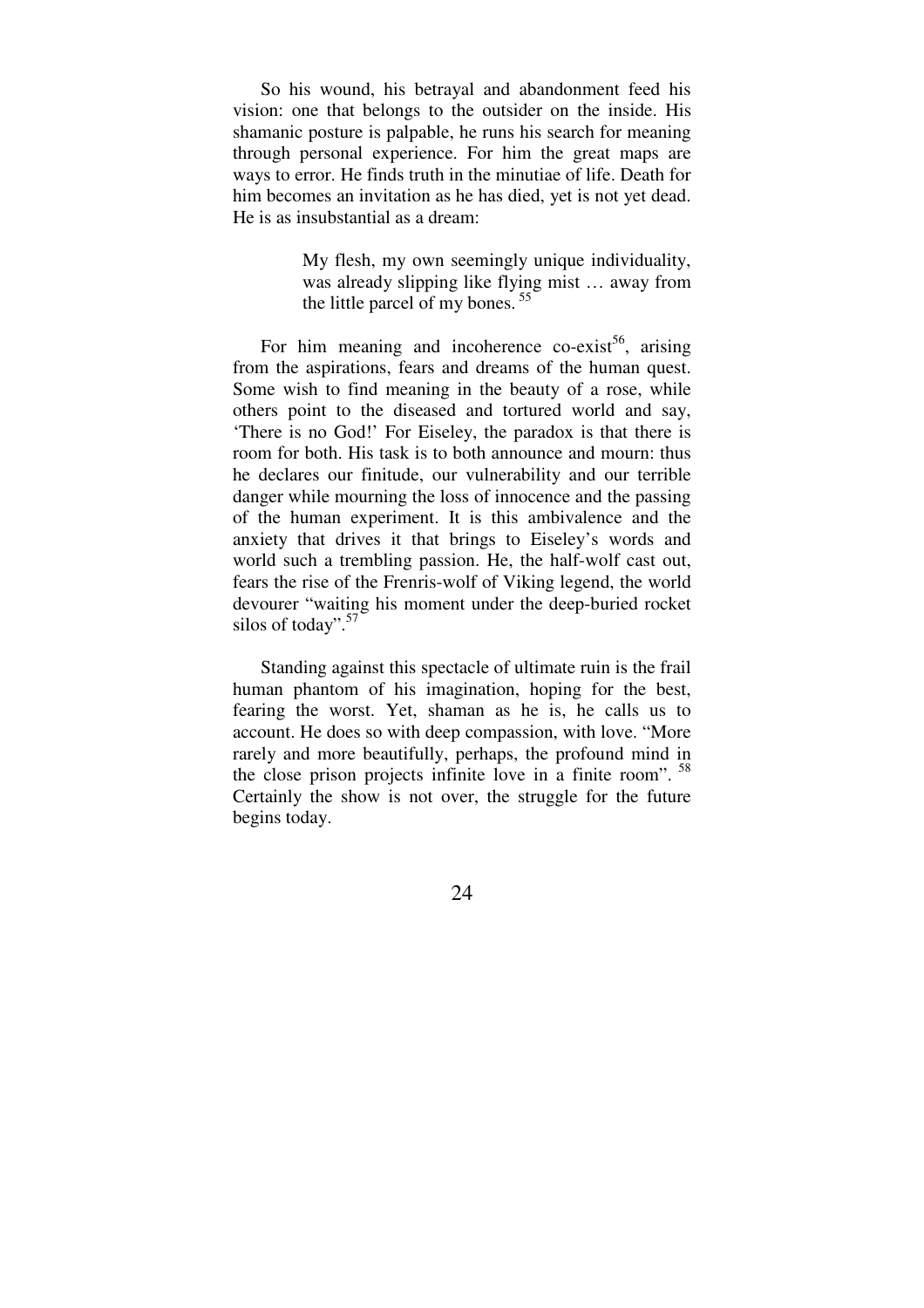So his wound, his betrayal and abandonment feed his vision: one that belongs to the outsider on the inside. His shamanic posture is palpable, he runs his search for meaning through personal experience. For him the great maps are ways to error. He finds truth in the minutiae of life. Death for him becomes an invitation as he has died, yet is not yet dead. He is as insubstantial as a dream:

> My flesh, my own seemingly unique individuality, was already slipping like flying mist … away from the little parcel of my bones. [55]

For him meaning and incoherence co-exist[56], arising from the aspirations, fears and dreams of the human quest. Some wish to find meaning in the beauty of a rose, while others point to the diseased and tortured world and say, 'There is no God!' For Eiseley, the paradox is that there is room for both. His task is to both announce and mourn: thus he declares our finitude, our vulnerability and our terrible danger while mourning the loss of innocence and the passing of the human experiment. It is this ambivalence and the anxiety that drives it that brings to Eiseley's words and world such a trembling passion. He, the half-wolf cast out, fears the rise of the Frenris-wolf of Viking legend, the world devourer "waiting his moment under the deep-buried rocket silos of today".[57]

Standing against this spectacle of ultimate ruin is the frail human phantom of his imagination, hoping for the best, fearing the worst. Yet, shaman as he is, he calls us to account. He does so with deep compassion, with love. "More rarely and more beautifully, perhaps, the profound mind in the close prison projects infinite love in a finite room". [58] Certainly the show is not over, the struggle for the future begins today.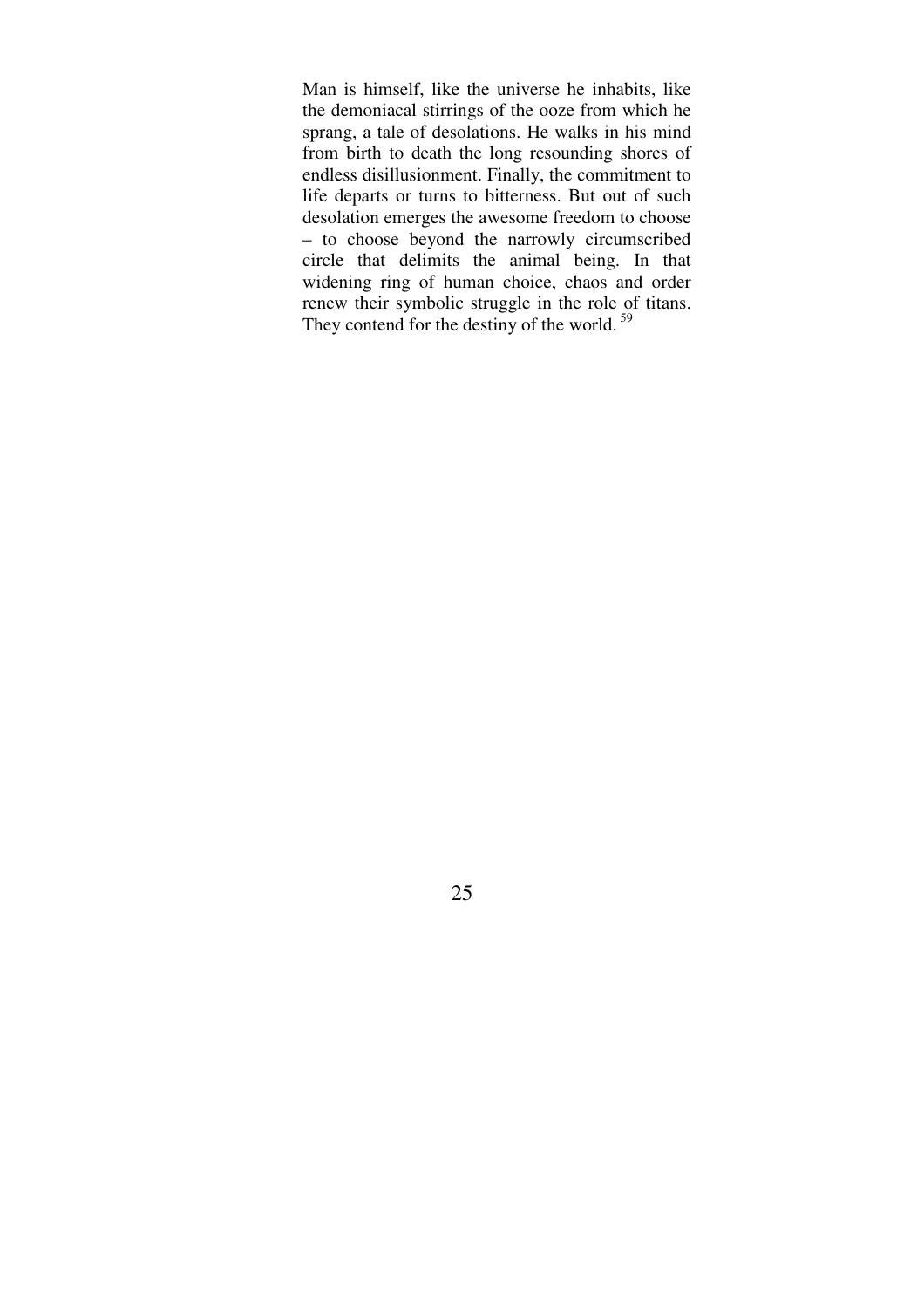Man is himself, like the universe he inhabits, like the demoniacal stirrings of the ooze from which he sprang, a tale of desolations. He walks in his mind from birth to death the long resounding shores of endless disillusionment. Finally, the commitment to life departs or turns to bitterness. But out of such desolation emerges the awesome freedom to choose – to choose beyond the narrowly circumscribed circle that delimits the animal being. In that widening ring of human choice, chaos and order renew their symbolic struggle in the role of titans. They contend for the destiny of the world. [59]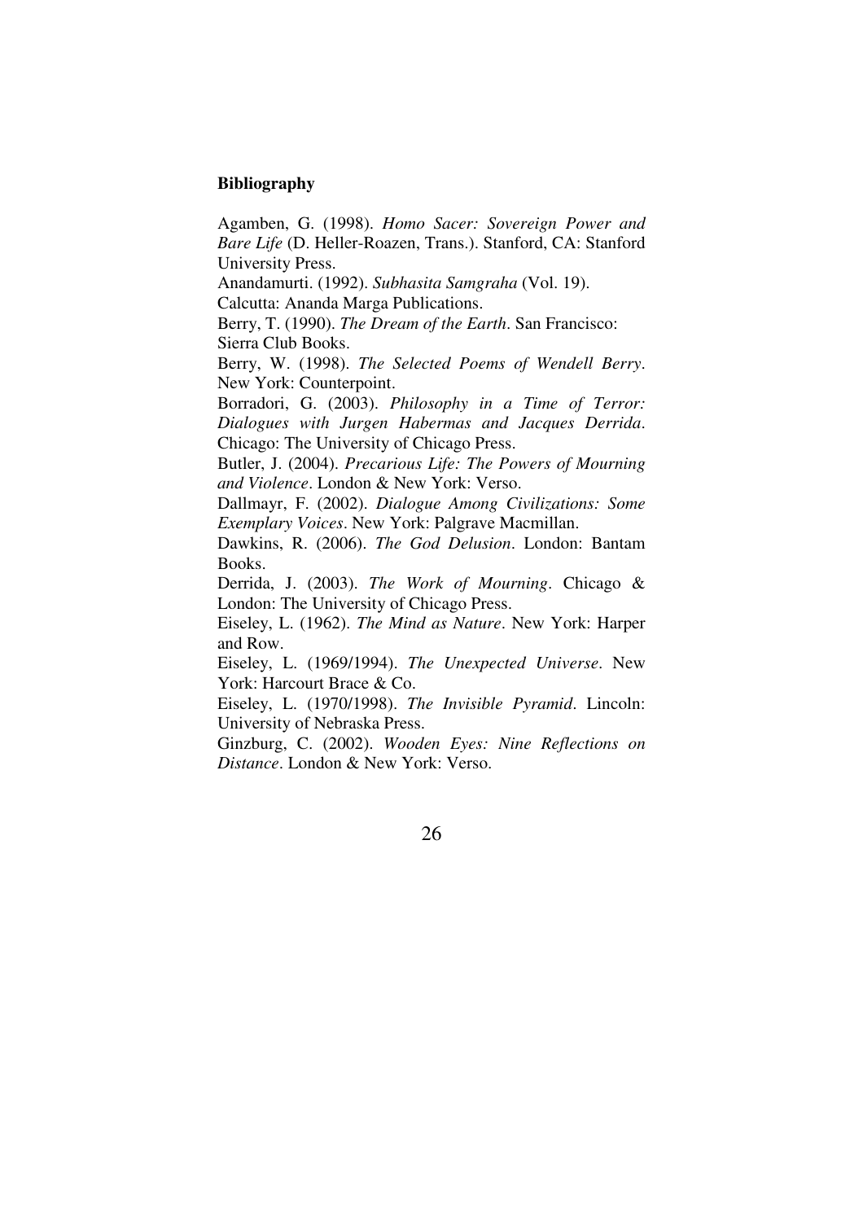**Bibliography**

Agamben, G. (1998). *Homo Sacer: Sovereign Power and Bare Life* (D. Heller-Roazen, Trans.). Stanford, CA: Stanford University Press.

Anandamurti. (1992). *Subhasita Samgraha* (Vol. 19). Calcutta: Ananda Marga Publications.

Berry, T. (1990). *The Dream of the Earth*. San Francisco: Sierra Club Books.

Berry, W. (1998). *The Selected Poems of Wendell Berry*. New York: Counterpoint.

Borradori, G. (2003). *Philosophy in a Time of Terror: Dialogues with Jurgen Habermas and Jacques Derrida*. Chicago: The University of Chicago Press.

Butler, J. (2004). *Precarious Life: The Powers of Mourning and Violence*. London & New York: Verso.

Dallmayr, F. (2002). *Dialogue Among Civilizations: Some Exemplary Voices*. New York: Palgrave Macmillan.

Dawkins, R. (2006). *The God Delusion*. London: Bantam Books.

Derrida, J. (2003). *The Work of Mourning*. Chicago & London: The University of Chicago Press.

Eiseley, L. (1962). *The Mind as Nature*. New York: Harper and Row.

Eiseley, L. (1969/1994). *The Unexpected Universe*. New York: Harcourt Brace & Co.

Eiseley, L. (1970/1998). *The Invisible Pyramid*. Lincoln: University of Nebraska Press.

Ginzburg, C. (2002). *Wooden Eyes: Nine Reflections on Distance*. London & New York: Verso.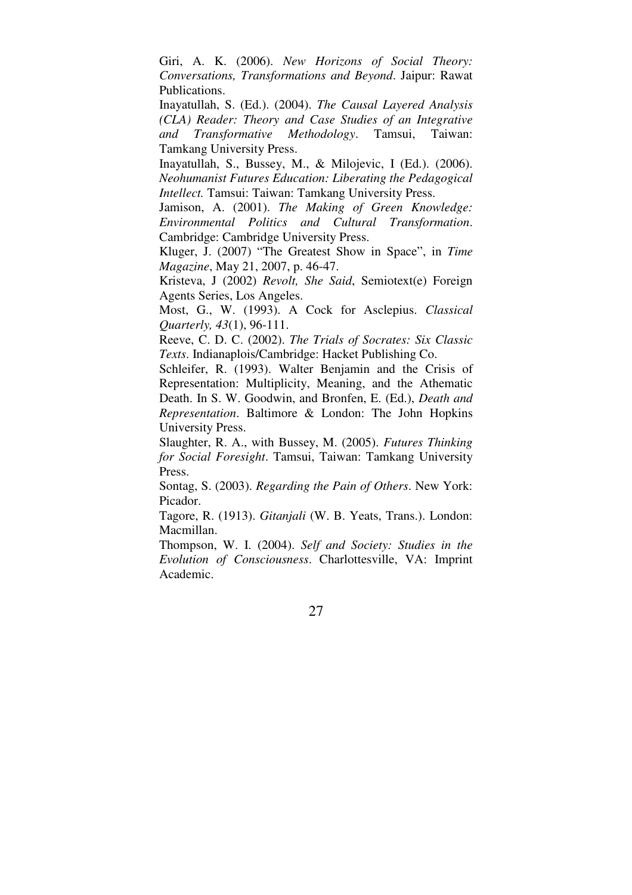Giri, A. K. (2006). *New Horizons of Social Theory: Conversations, Transformations and Beyond*. Jaipur: Rawat Publications.

Inayatullah, S. (Ed.). (2004). *The Causal Layered Analysis (CLA) Reader: Theory and Case Studies of an Integrative and Transformative Methodology*. Tamsui, Taiwan: Tamkang University Press.

Inayatullah, S., Bussey, M., & Milojevic, I (Ed.). (2006). *Neohumanist Futures Education: Liberating the Pedagogical Intellect.* Tamsui: Taiwan: Tamkang University Press.

Jamison, A. (2001). *The Making of Green Knowledge: Environmental Politics and Cultural Transformation*. Cambridge: Cambridge University Press.

Kluger, J. (2007) "The Greatest Show in Space", in *Time Magazine*, May 21, 2007, p. 46-47.

Kristeva, J (2002) *Revolt, She Said*, Semiotext(e) Foreign Agents Series, Los Angeles.

Most, G., W. (1993). A Cock for Asclepius. *Classical Quarterly, 43*(1), 96-111.

Reeve, C. D. C. (2002). *The Trials of Socrates: Six Classic Texts*. Indianaplois/Cambridge: Hacket Publishing Co.

Schleifer, R. (1993). Walter Benjamin and the Crisis of Representation: Multiplicity, Meaning, and the Athematic Death. In S. W. Goodwin, and Bronfen, E. (Ed.), *Death and Representation*. Baltimore & London: The John Hopkins University Press.

Slaughter, R. A., with Bussey, M. (2005). *Futures Thinking for Social Foresight*. Tamsui, Taiwan: Tamkang University Press.

Sontag, S. (2003). *Regarding the Pain of Others*. New York: Picador.

Tagore, R. (1913). *Gitanjali* (W. B. Yeats, Trans.). London: Macmillan.

Thompson, W. I. (2004). *Self and Society: Studies in the Evolution of Consciousness*. Charlottesville, VA: Imprint Academic.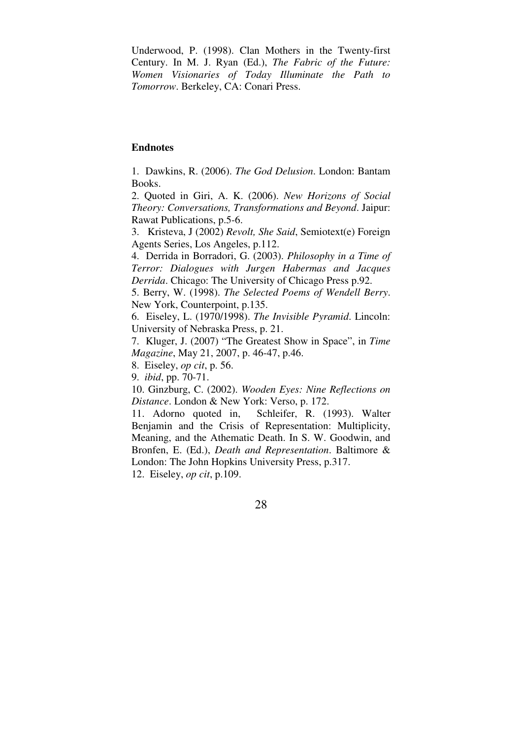Underwood, P. (1998). Clan Mothers in the Twenty-first Century. In M. J. Ryan (Ed.), *The Fabric of the Future: Women Visionaries of Today Illuminate the Path to Tomorrow*. Berkeley, CA: Conari Press.

**Endnotes**

1. Dawkins, R. (2006). *The God Delusion*. London: Bantam Books.
2. Quoted in Giri, A. K. (2006). *New Horizons of Social Theory: Conversations, Transformations and Beyond*. Jaipur: Rawat Publications, p.5-6.
3. Kristeva, J (2002) *Revolt, She Said*, Semiotext(e) Foreign Agents Series, Los Angeles, p.112.
4. Derrida in Borradori, G. (2003). *Philosophy in a Time of Terror: Dialogues with Jurgen Habermas and Jacques Derrida*. Chicago: The University of Chicago Press p.92.
5. Berry, W. (1998). *The Selected Poems of Wendell Berry*. New York, Counterpoint, p.135.
6. Eiseley, L. (1970/1998). *The Invisible Pyramid*. Lincoln: University of Nebraska Press, p. 21.
7. Kluger, J. (2007) "The Greatest Show in Space", in *Time Magazine*, May 21, 2007, p. 46-47, p.46.
8. Eiseley, *op cit*, p. 56.
9. *ibid*, pp. 70-71.
10. Ginzburg, C. (2002). *Wooden Eyes: Nine Reflections on Distance*. London & New York: Verso, p. 172.
11. Adorno quoted in, Schleifer, R. (1993). Walter Benjamin and the Crisis of Representation: Multiplicity, Meaning, and the Athematic Death. In S. W. Goodwin, and Bronfen, E. (Ed.), *Death and Representation*. Baltimore & London: The John Hopkins University Press, p.317.
12. Eiseley, *op cit*, p.109.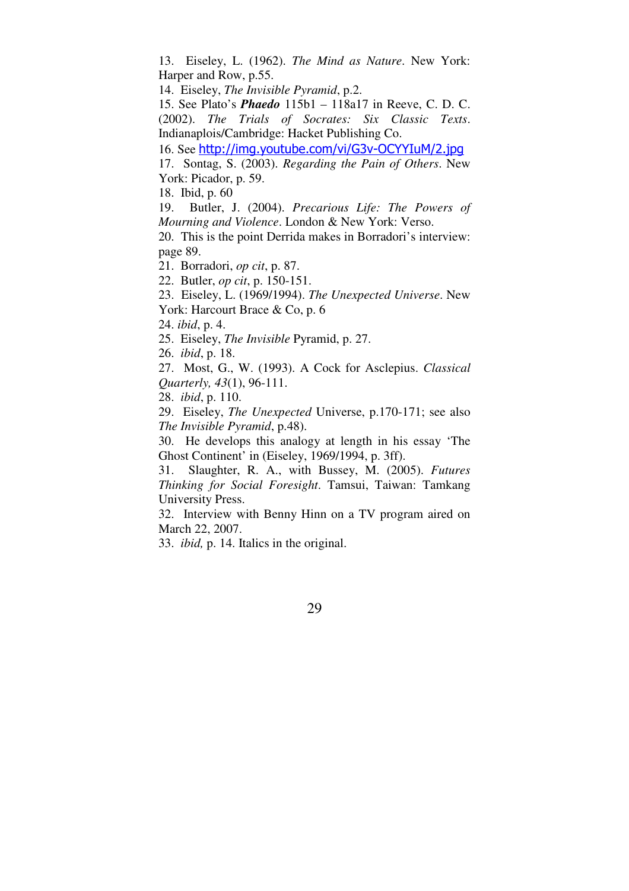13. Eiseley, L. (1962). *The Mind as Nature*. New York: Harper and Row, p.55.

14. Eiseley, *The Invisible Pyramid*, p.2.

15. See Plato's ***Phaedo*** 115b1 – 118a17 in Reeve, C. D. C. (2002). *The Trials of Socrates: Six Classic Texts*. Indianaplois/Cambridge: Hacket Publishing Co.

16. See http://img.youtube.com/vi/G3v-OCYYIuM/2.jpg

17. Sontag, S. (2003). *Regarding the Pain of Others*. New York: Picador, p. 59.

18. Ibid, p. 60

19. Butler, J. (2004). *Precarious Life: The Powers of Mourning and Violence*. London & New York: Verso.

20. This is the point Derrida makes in Borradori's interview: page 89.

21. Borradori, *op cit*, p. 87.

22. Butler, *op cit*, p. 150-151.

23. Eiseley, L. (1969/1994). *The Unexpected Universe*. New York: Harcourt Brace & Co, p. 6

24. *ibid*, p. 4.

25. Eiseley, *The Invisible* Pyramid, p. 27.

26. *ibid*, p. 18.

27. Most, G., W. (1993). A Cock for Asclepius. *Classical Quarterly, 43*(1), 96-111.

28. *ibid*, p. 110.

29. Eiseley, *The Unexpected* Universe, p.170-171; see also *The Invisible Pyramid*, p.48).

30. He develops this analogy at length in his essay 'The Ghost Continent' in (Eiseley, 1969/1994, p. 3ff).

31. Slaughter, R. A., with Bussey, M. (2005). *Futures Thinking for Social Foresight*. Tamsui, Taiwan: Tamkang University Press.

32. Interview with Benny Hinn on a TV program aired on March 22, 2007.

33. *ibid,* p. 14. Italics in the original.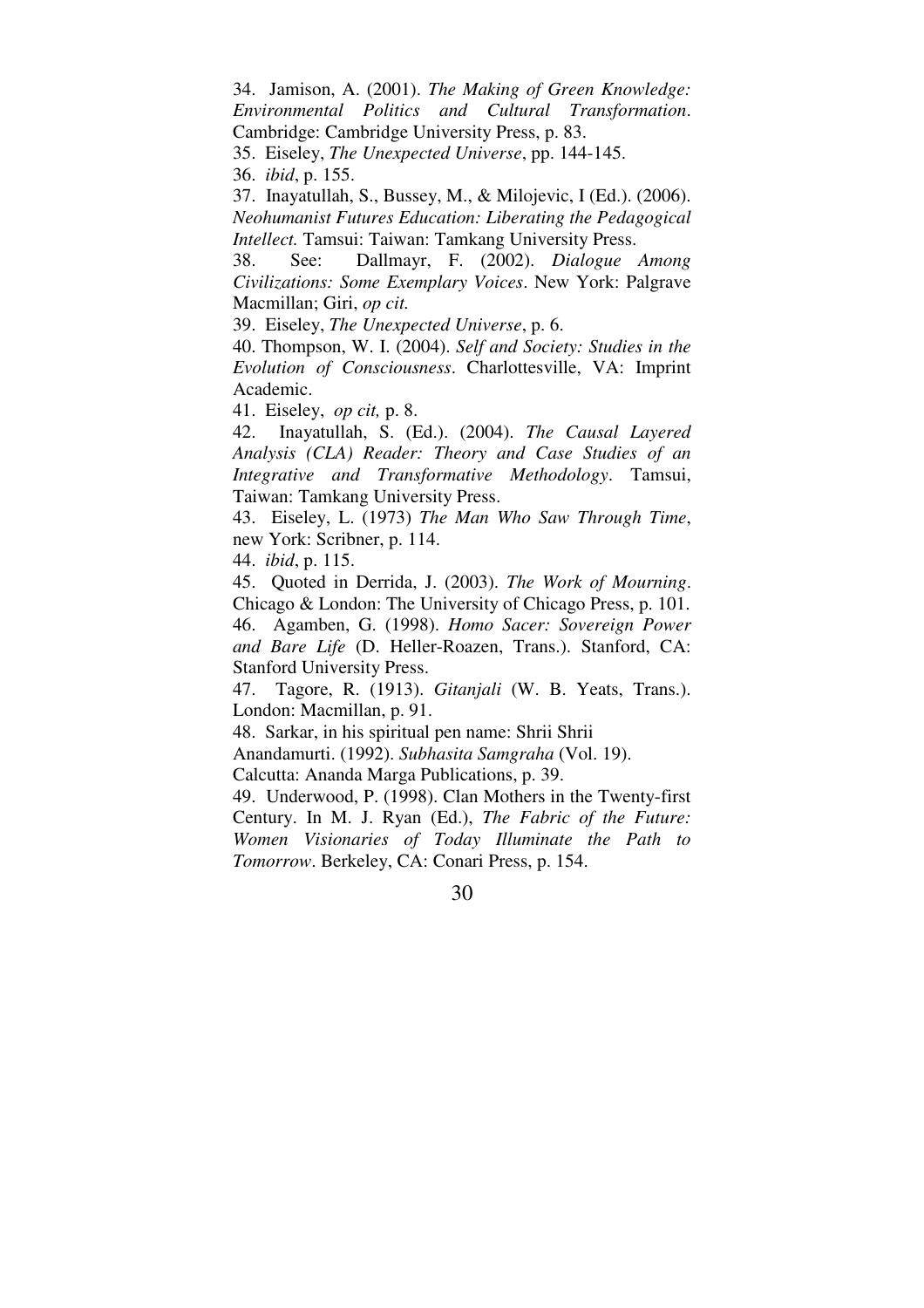34. Jamison, A. (2001). *The Making of Green Knowledge: Environmental Politics and Cultural Transformation*. Cambridge: Cambridge University Press, p. 83.

35. Eiseley, *The Unexpected Universe*, pp. 144-145.

36. *ibid*, p. 155.

37. Inayatullah, S., Bussey, M., & Milojevic, I (Ed.). (2006). *Neohumanist Futures Education: Liberating the Pedagogical Intellect.* Tamsui: Taiwan: Tamkang University Press.

38. See: Dallmayr, F. (2002). *Dialogue Among Civilizations: Some Exemplary Voices*. New York: Palgrave Macmillan; Giri, *op cit.*

39. Eiseley, *The Unexpected Universe*, p. 6.

40. Thompson, W. I. (2004). *Self and Society: Studies in the Evolution of Consciousness*. Charlottesville, VA: Imprint Academic.

41. Eiseley, *op cit,* p. 8.

42. Inayatullah, S. (Ed.). (2004). *The Causal Layered Analysis (CLA) Reader: Theory and Case Studies of an Integrative and Transformative Methodology*. Tamsui, Taiwan: Tamkang University Press.

43. Eiseley, L. (1973) *The Man Who Saw Through Time*, new York: Scribner, p. 114.

44. *ibid*, p. 115.

45. Quoted in Derrida, J. (2003). *The Work of Mourning*. Chicago & London: The University of Chicago Press, p. 101.

46. Agamben, G. (1998). *Homo Sacer: Sovereign Power and Bare Life* (D. Heller-Roazen, Trans.). Stanford, CA: Stanford University Press.

47. Tagore, R. (1913). *Gitanjali* (W. B. Yeats, Trans.). London: Macmillan, p. 91.

48. Sarkar, in his spiritual pen name: Shrii Shrii Anandamurti. (1992). *Subhasita Samgraha* (Vol. 19). Calcutta: Ananda Marga Publications, p. 39.

49. Underwood, P. (1998). Clan Mothers in the Twenty-first Century. In M. J. Ryan (Ed.), *The Fabric of the Future: Women Visionaries of Today Illuminate the Path to Tomorrow*. Berkeley, CA: Conari Press, p. 154.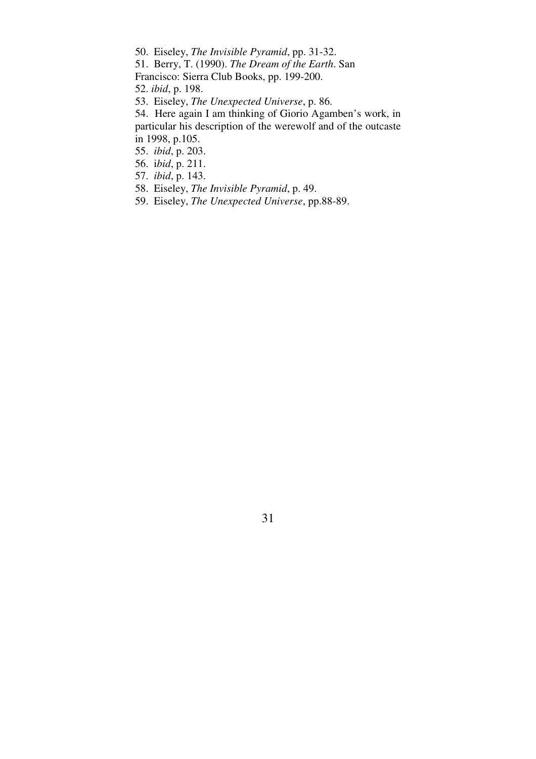50. Eiseley, *The Invisible Pyramid*, pp. 31-32.
51. Berry, T. (1990). *The Dream of the Earth*. San Francisco: Sierra Club Books, pp. 199-200.
52. *ibid*, p. 198.
53. Eiseley, *The Unexpected Universe*, p. 86.
54. Here again I am thinking of Giorio Agamben's work, in particular his description of the werewolf and of the outcaste in 1998, p.105.
55. *ibid*, p. 203.
56. i*bid*, p. 211.
57. *ibid*, p. 143.
58. Eiseley, *The Invisible Pyramid*, p. 49.
59. Eiseley, *The Unexpected Universe*, pp.88-89.